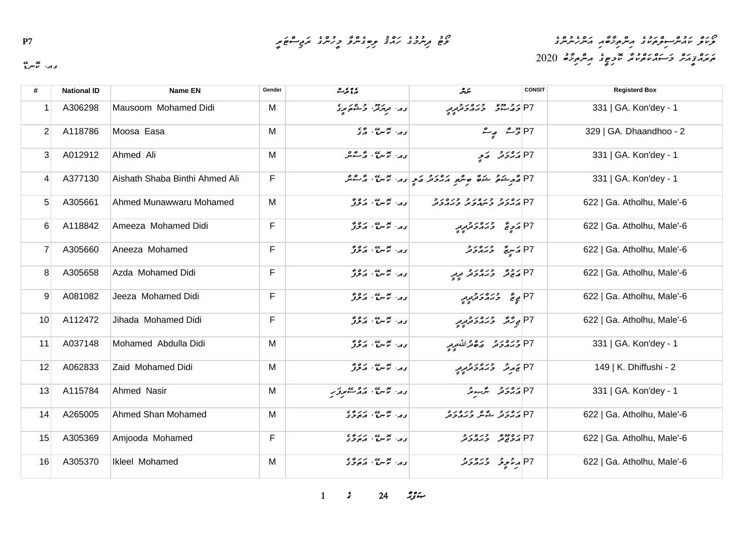ޕޯޓު ދިއްދޫގެ ހައުސް ދިވެހިރާއްޖޭގެ ހުޅުމާލެ އިސްތިހާރު **P7**

ތަރުތީބުކުރެވިފައިވާ ވޯޓުލާ ފަރާތްތަކުގެ ލިސްޓު 2020

ގއ. ކޮނޑޭ

| # | National ID | Name EN | Gender | ދާއިރާ | ނަން | CONSIT | Registerd Box |
|---|---|---|---|---|---|---|---|
| 1 | A306298 | Mausoom Mohamed Didi | M | ގއ. ދިއްދޫ، މުސްތަފާގެ | މައުސޫމް މުހައްމަދުދީދީ | P7 | 331 \| GA. Kon'dey - 1 |
| 2 | A118786 | Moosa Easa | M | ގއ. ކޮނޑޭ، އާގެ | މޫސާ ޢީސާ | P7 | 329 \| GA. Dhaandhoo - 2 |
| 3 | A012912 | Ahmed Ali | M | ގއ. ކޮނޑޭ، އާސަން | އަހްމަދު ޢަލީ | P7 | 331 \| GA. Kon'dey - 1 |
| 4 | A377130 | Aishath Shaba Binthi Ahmed Ali | F | ގއ. ކޮނޑޭ، އާސަން | އާއިޝަތު ޝަބާ ބިންތި އަހްމަދު ޢަލީ | P7 | 331 \| GA. Kon'dey - 1 |
| 5 | A305661 | Ahmed Munawwaru Mohamed | M | ގއ. ކޮނޑޭ، އަލިވާ | އަހްމަދު މުނައްވަރު މުހައްމަދު | P7 | 622 \| Ga. Atholhu, Male'-6 |
| 6 | A118842 | Ameeza Mohamed Didi | F | ގއ. ކޮނޑޭ، އަލިވާ | އަމީޒާ މުހައްމަދުދީދީ | P7 | 622 \| Ga. Atholhu, Male'-6 |
| 7 | A305660 | Aneeza Mohamed | F | ގއ. ކޮނޑޭ، އަލިވާ | އަނީޒާ މުހައްމަދު | P7 | 622 \| Ga. Atholhu, Male'-6 |
| 8 | A305658 | Azda Mohamed Didi | F | ގއ. ކޮނޑޭ، އަލިވާ | އަޒްދާ މުހައްމަދު ދީދީ | P7 | 622 \| Ga. Atholhu, Male'-6 |
| 9 | A081082 | Jeeza Mohamed Didi | F | ގއ. ކޮނޑޭ، އަލިވާ | ޖީޒާ މުހައްމަދުދީދީ | P7 | 622 \| Ga. Atholhu, Male'-6 |
| 10 | A112472 | Jihada Mohamed Didi | F | ގއ. ކޮނޑޭ، އަލިވާ | ޖިހާދާ މުހައްމަދުދީދީ | P7 | 622 \| Ga. Atholhu, Male'-6 |
| 11 | A037148 | Mohamed Abdulla Didi | M | ގއ. ކޮނޑޭ، އަލިވާ | މުހައްމަދު ޢަބްދުاللهދީދީ | P7 | 331 \| GA. Kon'dey - 1 |
| 12 | A062833 | Zaid Mohamed Didi | M | ގއ. ކޮނޑޭ، އަލިވާ | ޒާއިދު މުހައްމަދުދީދީ | P7 | 149 \| K. Dhiffushi - 2 |
| 13 | A115784 | Ahmed Nasir | M | ގއ. ކޮނޑޭ، އައުސްޓްރޭލިއާ | އަހްމަދު ނާސިރު | P7 | 331 \| GA. Kon'dey - 1 |
| 14 | A265005 | Ahmed Shan Mohamed | M | ގއ. ކޮނޑޭ، އަރަލިގެ | އަހްމަދު ޝާން މުހައްމަދު | P7 | 622 \| Ga. Atholhu, Male'-6 |
| 15 | A305369 | Amjooda Mohamed | F | ގއ. ކޮނޑޭ، އަރަލިގެ | އަމްޖޫދާ މުހައްމަދު | P7 | 622 \| Ga. Atholhu, Male'-6 |
| 16 | A305370 | Ikleel Mohamed | M | ގއ. ކޮނޑޭ، އަރަލިގެ | އިކްލީލް މުހައްމަދު | P7 | 622 \| Ga. Atholhu, Male'-6 |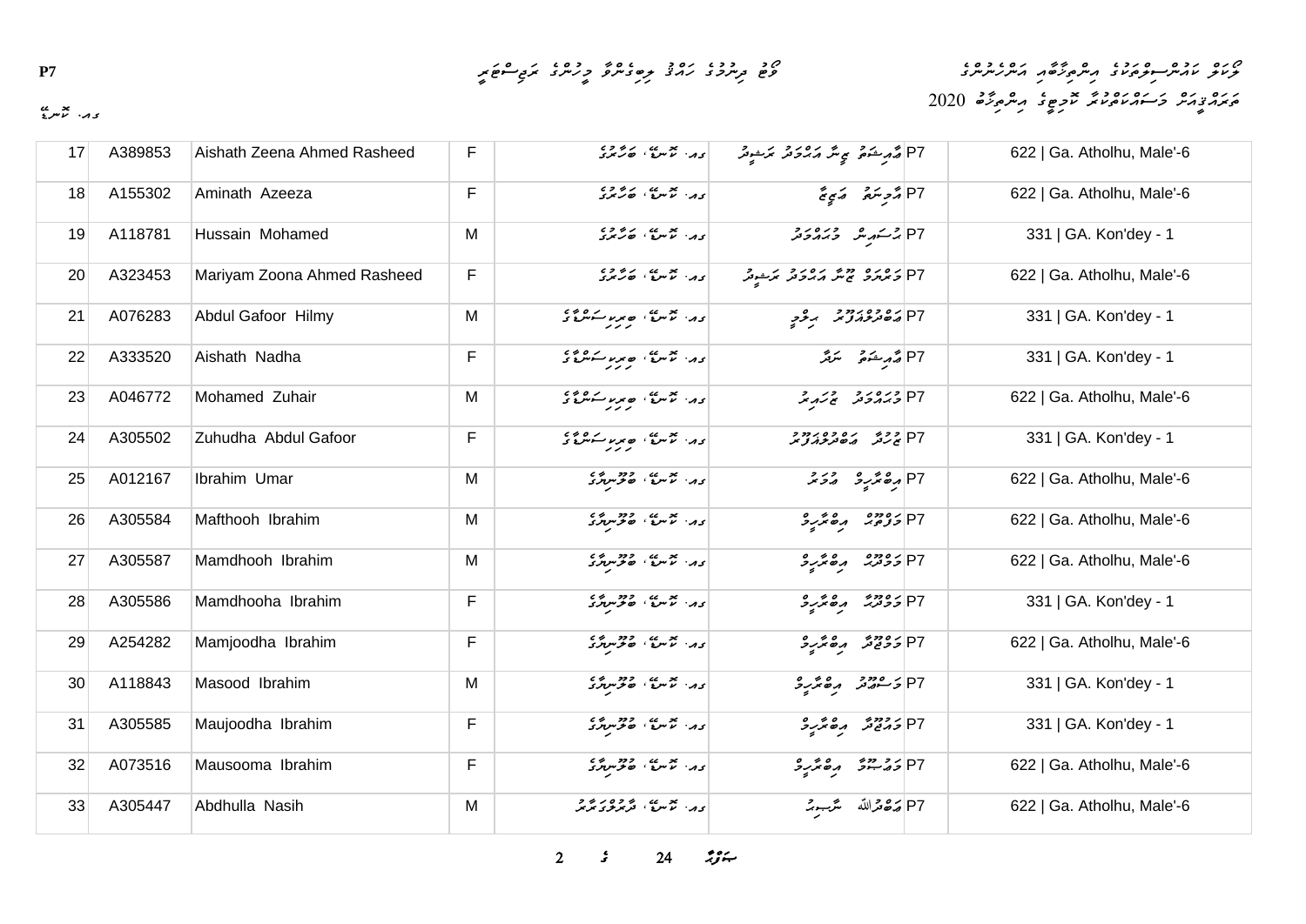| 17 | A389853 | Aishath Zeena Ahmed Rasheed | F | ގއ. ކޮނޑޭ، ޖަވާހިރީ | P7 އައިޝަތު ޒީނާ އަޙްމަދު ރަޝީދު | 622 \| Ga. Atholhu, Male'-6 |
|---|---|---|---|---|---|---|
| 18 | A155302 | Aminath Azeeza | F | ގއ. ކޮނޑޭ، ޖަވާހިރީ | P7 އާމިނަތު ޢަޒީޒާ | 622 \| Ga. Atholhu, Male'-6 |
| 19 | A118781 | Hussain Mohamed | M | ގއ. ކޮނޑޭ، ޖަވާހިރީ | P7 ހުސައިން މުޙައްމަދު | 331 \| GA. Kon'dey - 1 |
| 20 | A323453 | Mariyam Zoona Ahmed Rasheed | F | ގއ. ކޮނޑޭ، ޖަވާހިރީ | P7 މަރިޔަމް ޒޫނާ އަޙްމަދު ރަޝީދު | 622 \| Ga. Atholhu, Male'-6 |
| 21 | A076283 | Abdul Gafoor Hilmy | M | ގއ. ކޮނޑޭ، ބިލިމަގުހާރު | P7 އަބްދުލްޣަފޫރު ހިލްމީ | 331 \| GA. Kon'dey - 1 |
| 22 | A333520 | Aishath Nadha | F | ގއ. ކޮނޑޭ، ބިލިމަގުހާރު | P7 އައިޝަތު ނަދާ | 331 \| GA. Kon'dey - 1 |
| 23 | A046772 | Mohamed Zuhair | M | ގއ. ކޮނޑޭ، ބިލިމަގުހާރު | P7 މުޙައްމަދު ޒުހައިރު | 622 \| Ga. Atholhu, Male'-6 |
| 24 | A305502 | Zuhudha Abdul Gafoor | F | ގއ. ކޮނޑޭ، ބިލިމަގުހާރު | P7 ޒުހުދާ އަބްދުލްޣަފޫރު | 331 \| GA. Kon'dey - 1 |
| 25 | A012167 | Ibrahim Umar | M | ގއ. ކޮނޑޭ، ބޫސްޓަރީ | P7 އިބްރާހީމް ޢުމަރު | 622 \| Ga. Atholhu, Male'-6 |
| 26 | A305584 | Mafthooh Ibrahim | M | ގއ. ކޮނޑޭ، ބޫސްޓަރީ | P7 މަފްތޫޙު އިބްރާހީމް | 622 \| Ga. Atholhu, Male'-6 |
| 27 | A305587 | Mamdhooh Ibrahim | M | ގއ. ކޮނޑޭ، ބޫސްޓަރީ | P7 މަމްދޫޙު އިބްރާހީމް | 622 \| Ga. Atholhu, Male'-6 |
| 28 | A305586 | Mamdhooha Ibrahim | F | ގއ. ކޮނޑޭ، ބޫސްޓަރީ | P7 މަމްދޫޙާ އިބްރާހީމް | 331 \| GA. Kon'dey - 1 |
| 29 | A254282 | Mamjoodha Ibrahim | F | ގއ. ކޮނޑޭ، ބޫސްޓަރީ | P7 މަމްޖޫދާ އިބްރާހީމް | 622 \| Ga. Atholhu, Male'-6 |
| 30 | A118843 | Masood Ibrahim | M | ގއ. ކޮނޑޭ، ބޫސްޓަރީ | P7 މަސްޢޫދު އިބްރާހީމް | 331 \| GA. Kon'dey - 1 |
| 31 | A305585 | Maujoodha Ibrahim | F | ގއ. ކޮނޑޭ، ބޫސްޓަރީ | P7 މައުޖޫދާ އިބްރާހީމް | 331 \| GA. Kon'dey - 1 |
| 32 | A073516 | Mausooma Ibrahim | F | ގއ. ކޮނޑޭ، ބޫސްޓަރީ | P7 މައުޞޫމާ އިބްރާހީމް | 622 \| Ga. Atholhu, Male'-6 |
| 33 | A305447 | Abdhulla Nasih | M | ގއ. ކޮނޑޭ، ދެތެލިގަސްގެ | P7 އަބްދުﷲ ނާޞިޙު | 622 \| Ga. Atholhu, Male'-6 |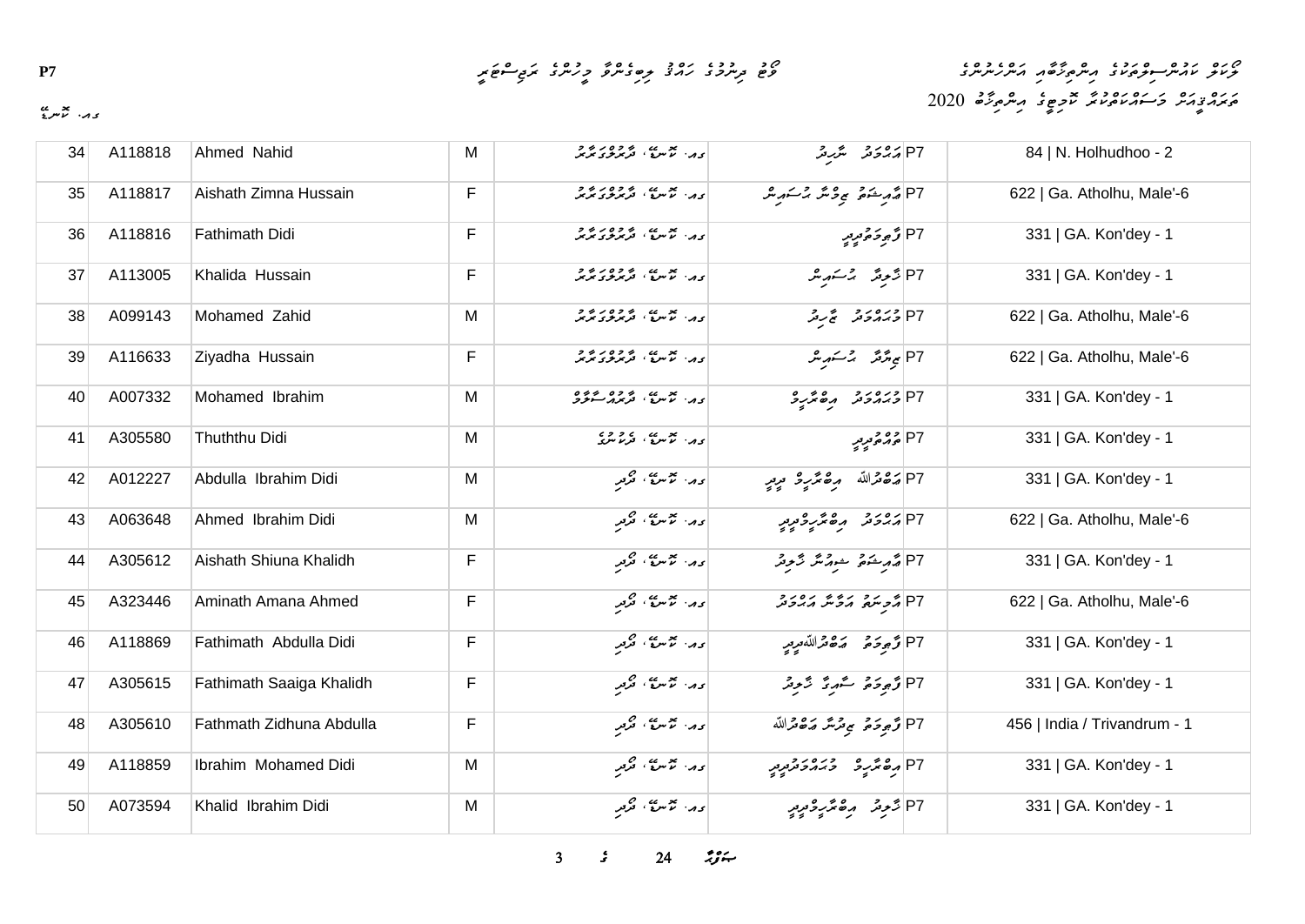| 34 | A118818 | Ahmed Nahid | M | ގއ. ކޯނޑޫ، ނޫރާނީގެ ރަށް | އަހުމަދު ނާހިދު P7 | 84 \| N. Holhudhoo - 2 |
|---|---|---|---|---|---|---|
| 35 | A118817 | Aishath Zimna Hussain | F | ގއ. ކޯނޑޫ، ނޫރާނީގެ ރަށް | އާއިޝަތު ޒިމްނާ ހުސައިން P7 | 622 \| Ga. Atholhu, Male'-6 |
| 36 | A118816 | Fathimath Didi | F | ގއ. ކޯނޑޫ، ނޫރާނީގެ ރަށް | ފާތިމަތުދީދީ P7 | 331 \| GA. Kon'dey - 1 |
| 37 | A113005 | Khalida Hussain | F | ގއ. ކޯނޑޫ، ނޫރާނީގެ ރަށް | ޚާލިދާ ހުސައިން P7 | 331 \| GA. Kon'dey - 1 |
| 38 | A099143 | Mohamed Zahid | M | ގއ. ކޯނޑޫ، ނޫރާނީގެ ރަށް | މުހައްމަދު ޒާހިދު P7 | 622 \| Ga. Atholhu, Male'-6 |
| 39 | A116633 | Ziyadha Hussain | F | ގއ. ކޯނޑޫ، ނޫރާނީގެ ރަށް | ޒިޔާދާ ހުސައިން P7 | 622 \| Ga. Atholhu, Male'-6 |
| 40 | A007332 | Mohamed Ibrahim | M | ގއ. ކޯނޑޫ، ނޫރުމަސްވާގެ | މުހައްމަދު އިބްރާހިމް P7 | 331 \| GA. Kon'dey - 1 |
| 41 | A305580 | Thuththu Didi | M | ގއ. ކޯނޑޫ، ވަލުނޫ | ތުއްތުދީދީ P7 | 331 \| GA. Kon'dey - 1 |
| 42 | A012227 | Abdulla Ibrahim Didi | M | ގއ. ކޯނޑޫ، ދޫރި | އަބްދުﷲ އިބްރާހިމް ދީދީ P7 | 331 \| GA. Kon'dey - 1 |
| 43 | A063648 | Ahmed Ibrahim Didi | M | ގއ. ކޯނޑޫ، ދޫރި | އަހުމަދު އިބްރާހިމްދީދީ P7 | 622 \| Ga. Atholhu, Male'-6 |
| 44 | A305612 | Aishath Shiuna Khalidh | F | ގއ. ކޯނޑޫ، ދޫރި | އާއިޝަތު ޝިއުނާ ޚާލިދު P7 | 331 \| GA. Kon'dey - 1 |
| 45 | A323446 | Aminath Amana Ahmed | F | ގއ. ކޯނޑޫ، ދޫރި | އާމިނަތު އަމާނާ އަހުމަދު P7 | 622 \| Ga. Atholhu, Male'-6 |
| 46 | A118869 | Fathimath Abdulla Didi | F | ގއ. ކޯނޑޫ، ދޫރި | ފާތިމަތު އަބްދުﷲދީދީ P7 | 331 \| GA. Kon'dey - 1 |
| 47 | A305615 | Fathimath Saaiga Khalidh | F | ގއ. ކޯނޑޫ، ދޫރި | ފާތިމަތު ސާއިގާ ޚާލިދު P7 | 331 \| GA. Kon'dey - 1 |
| 48 | A305610 | Fathmath Zidhuna Abdulla | F | ގއ. ކޯނޑޫ، ދޫރި | ފާތިމަތު ޒިދުނާ އަބްދުﷲ P7 | 456 \| India / Trivandrum - 1 |
| 49 | A118859 | Ibrahim Mohamed Didi | M | ގއ. ކޯނޑޫ، ދޫރި | އިބްރާހިމް މުހައްމަދުދީދީ P7 | 331 \| GA. Kon'dey - 1 |
| 50 | A073594 | Khalid Ibrahim Didi | M | ގއ. ކޯނޑޫ، ދޫރި | ޚާލިދު އިބްރާހިމްދީދީ P7 | 331 \| GA. Kon'dey - 1 |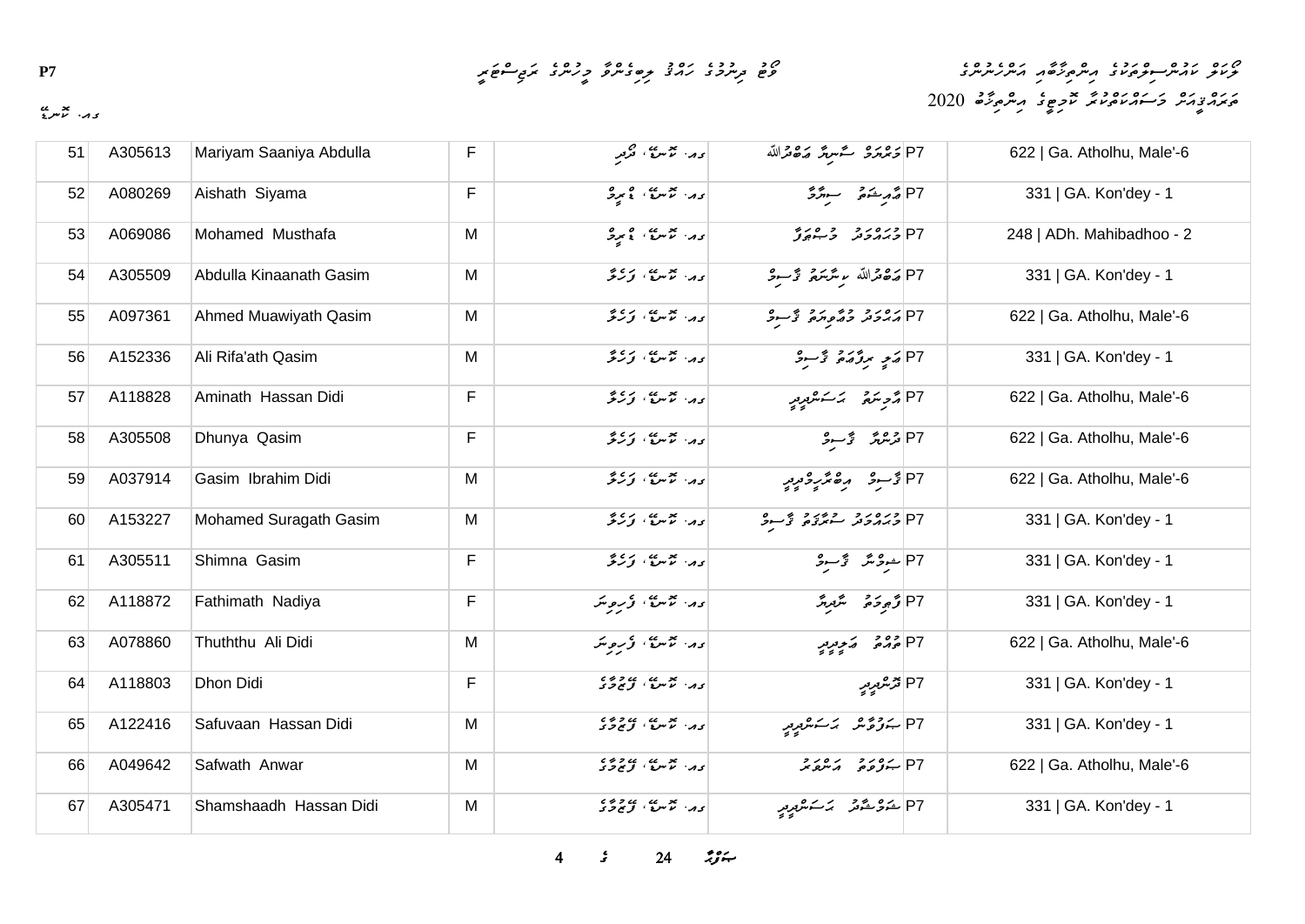| 51 | A305613 | Mariyam Saaniya Abdulla | F | ގއ. ކޮނޑޭ، ރޯޒީ | P7 މަރްޔަމް ސާނިޔާ އަބްދުﷲ | 622 \| Ga. Atholhu, Male'-6 |
|---|---|---|---|---|---|---|
| 52 | A080269 | Aishath Siyama | F | ގއ. ކޮނޑޭ، ޖެރީމް | P7 އާއިޝަތު ސިޔާމާ | 331 \| GA. Kon'dey - 1 |
| 53 | A069086 | Mohamed Musthafa | M | ގއ. ކޮނޑޭ، ޖެރީމް | P7 މުހައްމަދު މުސްތަފާ | 248 \| ADh. Mahibadhoo - 2 |
| 54 | A305509 | Abdulla Kinaanath Gasim | M | ގއ. ކޮނޑޭ، ފަހާގެ | P7 އަބްދުﷲ ކިނާނަތު ގާސިމް | 331 \| GA. Kon'dey - 1 |
| 55 | A097361 | Ahmed Muawiyath Qasim | M | ގއ. ކޮނޑޭ، ފަހާގެ | P7 އަހުމަދު މުއާވިޔަތު ޤާސިމް | 622 \| Ga. Atholhu, Male'-6 |
| 56 | A152336 | Ali Rifa'ath Qasim | M | ގއ. ކޮނޑޭ، ފަހާގެ | P7 އަލީ ރިފްޢަތު ޤާސިމް | 331 \| GA. Kon'dey - 1 |
| 57 | A118828 | Aminath Hassan Didi | F | ގއ. ކޮނޑޭ، ފަހާގެ | P7 އާމިނަތު ހަސަންދީދީ | 622 \| Ga. Atholhu, Male'-6 |
| 58 | A305508 | Dhunya Qasim | F | ގއ. ކޮނޑޭ، ފަހާގެ | P7 ދުންޔާ ޤާސިމް | 622 \| Ga. Atholhu, Male'-6 |
| 59 | A037914 | Gasim Ibrahim Didi | M | ގއ. ކޮނޑޭ، ފަހާގެ | P7 ގާސިމް އިބްރާހީމްދީދީ | 622 \| Ga. Atholhu, Male'-6 |
| 60 | A153227 | Mohamed Suragath Gasim | M | ގއ. ކޮނޑޭ، ފަހާގެ | P7 މުހައްމަދު ސުރާޤަތު ގާސިމް | 331 \| GA. Kon'dey - 1 |
| 61 | A305511 | Shimna Gasim | F | ގއ. ކޮނޑޭ، ފަހާގެ | P7 ޝިމްނާ ގާސިމް | 331 \| GA. Kon'dey - 1 |
| 62 | A118872 | Fathimath Nadiya | F | ގއ. ކޮނޑޭ، ފެހިވިނަ | P7 ފާތިމަތު ނާދިޔާ | 331 \| GA. Kon'dey - 1 |
| 63 | A078860 | Thuththu Ali Didi | M | ގއ. ކޮނޑޭ، ފެހިވިނަ | P7 ތުއްތު އަލިދީދީ | 622 \| Ga. Atholhu, Male'-6 |
| 64 | A118803 | Dhon Didi | F | ގއ. ކޮނޑޭ، ގުލްފާމް | P7 ދޮންދީދީ | 331 \| GA. Kon'dey - 1 |
| 65 | A122416 | Safuvaan Hassan Didi | M | ގއ. ކޮނޑޭ، ގުލްފާމް | P7 ސަފުވާން ހަސަންދީދީ | 331 \| GA. Kon'dey - 1 |
| 66 | A049642 | Safwath Anwar | M | ގއ. ކޮނޑޭ، ގުލްފާމް | P7 ސަފްވަތު އަންވަރު | 622 \| Ga. Atholhu, Male'-6 |
| 67 | A305471 | Shamshaadh Hassan Didi | M | ގއ. ކޮނޑޭ، ގުލްފާމް | P7 ޝަމްޝާދު ހަސަންދީދީ | 331 \| GA. Kon'dey - 1 |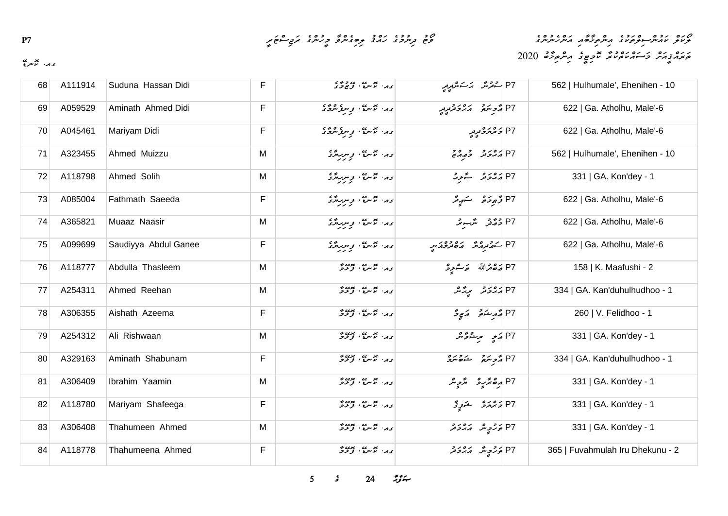| 68 | A111914 | Suduna Hassan Didi | F | ގއ. ކޮނޑޭ، ވާޖެގެ | ސުދޫނާ ހަސަނުދީދީ P7 | 562 \| Hulhumale', Ehenihen - 10 |
|---|---|---|---|---|---|---|
| 69 | A059529 | Aminath Ahmed Didi | F | ގއ. ކޮނޑޭ، ވިނިފެންވާގެ | އާމިނަތު އަހުމަދުދީދީ P7 | 622 \| Ga. Atholhu, Male'-6 |
| 70 | A045461 | Mariyam Didi | F | ގއ. ކޮނޑޭ، ވިނިފެންވާގެ | މަރިޔަމްދީދީ P7 | 622 \| Ga. Atholhu, Male'-6 |
| 71 | A323455 | Ahmed Muizzu | M | ގއ. ކޮނޑޭ، ވިނިނިއާގެ | އަހުމަދު މުޢިއްޒު P7 | 562 \| Hulhumale', Ehenihen - 10 |
| 72 | A118798 | Ahmed Solih | M | ގއ. ކޮނޑޭ، ވިނިނިއާގެ | އަހުމަދު ޞާލިހު P7 | 331 \| GA. Kon'dey - 1 |
| 73 | A085004 | Fathmath Saeeda | F | ގއ. ކޮނޑޭ، ވިނިނިއާގެ | ފާތިމަތު ސަޢީދާ P7 | 622 \| Ga. Atholhu, Male'-6 |
| 74 | A365821 | Muaaz Naasir | M | ގއ. ކޮނޑޭ، ވިނިނިއާގެ | މުޢާޛު ނާޞިރު P7 | 622 \| Ga. Atholhu, Male'-6 |
| 75 | A099699 | Saudiyya Abdul Ganee | F | ގއ. ކޮނޑޭ، ވިނިނިއާގެ | ސައުދިއްޔާ އަބްދުލްޣަނީ P7 | 622 \| Ga. Atholhu, Male'-6 |
| 76 | A118777 | Abdulla Thasleem | M | ގއ. ކޮނޑޭ، ފޫގަމާ | އަބްދުﷲ ތަސްލީމް P7 | 158 \| K. Maafushi - 2 |
| 77 | A254311 | Ahmed Reehan | M | ގއ. ކޮނޑޭ، ފޫގަމާ | އަހުމަދު ރީހާން P7 | 334 \| GA. Kan'duhulhudhoo - 1 |
| 78 | A306355 | Aishath Azeema | F | ގއ. ކޮނޑޭ، ފޫގަމާ | އާއިޝަތު އަޒީމާ P7 | 260 \| V. Felidhoo - 1 |
| 79 | A254312 | Ali Rishwaan | M | ގއ. ކޮނޑޭ، ފޫގަމާ | އަލި ރިޝްވާން P7 | 331 \| GA. Kon'dey - 1 |
| 80 | A329163 | Aminath Shabunam | F | ގއ. ކޮނޑޭ، ފޫގަމާ | އާމިނަތު ޝަބުނަމް P7 | 334 \| GA. Kan'duhulhudhoo - 1 |
| 81 | A306409 | Ibrahim Yaamin | M | ގއ. ކޮނޑޭ، ފޫގަމާ | އިބްރާހީމް ޔާމިން P7 | 331 \| GA. Kon'dey - 1 |
| 82 | A118780 | Mariyam Shafeega | F | ގއ. ކޮނޑޭ، ފޫގަމާ | މަރިޔަމް ޝަފީގާ P7 | 331 \| GA. Kon'dey - 1 |
| 83 | A306408 | Thahumeen Ahmed | M | ގއ. ކޮނޑޭ، ފޫގަމާ | ތަހުމީން އަހުމަދު P7 | 331 \| GA. Kon'dey - 1 |
| 84 | A118778 | Thahumeena Ahmed | F | ގއ. ކޮނޑޭ، ފޫގަމާ | ތަހުމީނާ އަހުމަދު P7 | 365 \| Fuvahmulah Iru Dhekunu - 2 |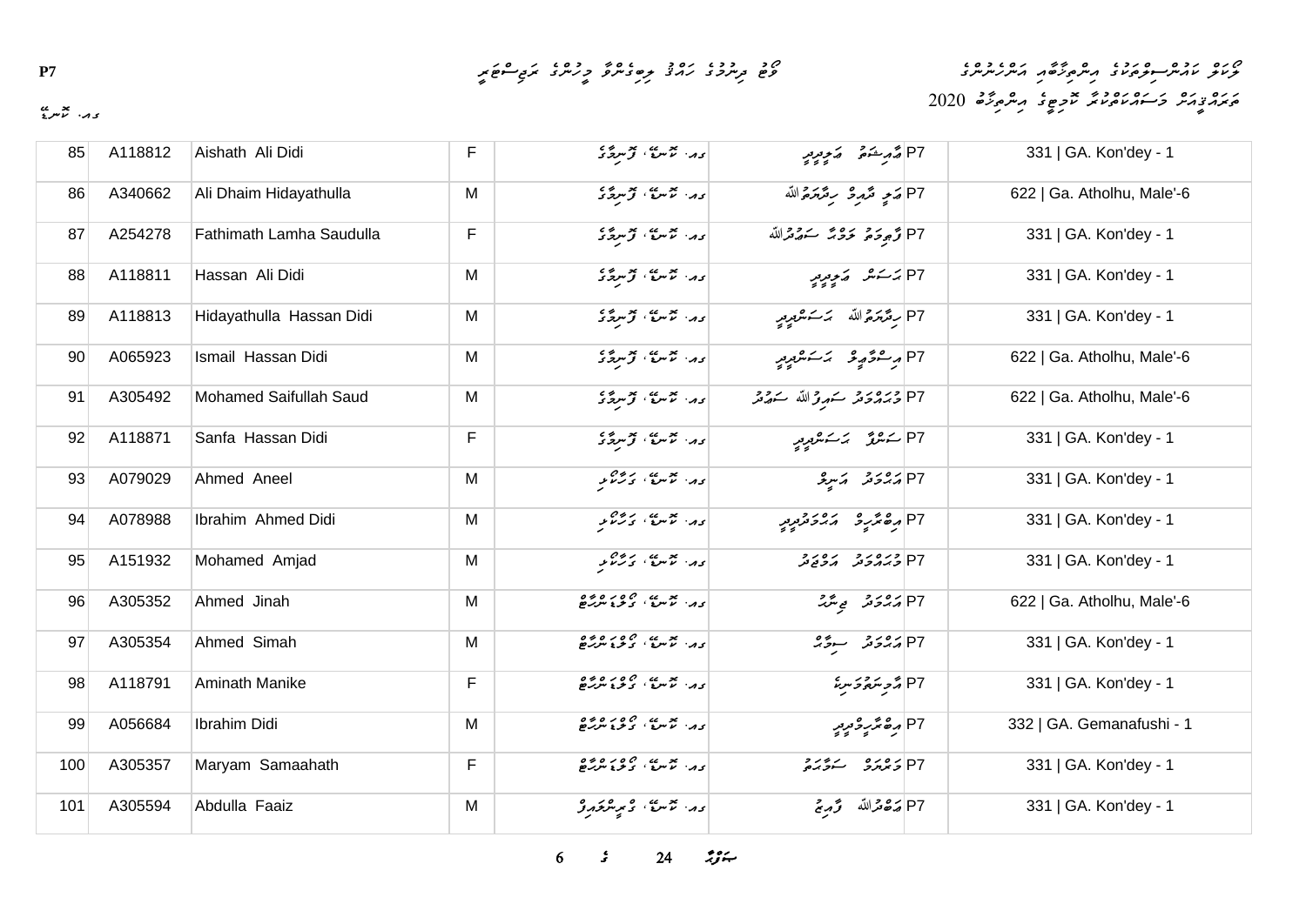| 85 | A118812 | Aishath Ali Didi | F | ގއ. ކޮނޑޫ، ފޯނިމާގެ | P7 ޢާއިޝަތު ޢަލިދީދީ | 331 \| GA. Kon'dey - 1 |
|---|---|---|---|---|---|---|
| 86 | A340662 | Ali Dhaim Hidayathulla | M | ގއ. ކޮނޑޫ، ފޯނިމާގެ | P7 ޢަލި ދާއިމް ހިދާޔަތުﷲ | 622 \| Ga. Atholhu, Male'-6 |
| 87 | A254278 | Fathimath Lamha Saudulla | F | ގއ. ކޮނޑޫ، ފޯނިމާގެ | P7 ފާތިމަތު ލަމްހާ ސައުދުﷲ | 331 \| GA. Kon'dey - 1 |
| 88 | A118811 | Hassan Ali Didi | M | ގއ. ކޮނޑޫ، ފޯނިމާގެ | P7 ހަސަން ޢަލިދީދީ | 331 \| GA. Kon'dey - 1 |
| 89 | A118813 | Hidayathulla Hassan Didi | M | ގއ. ކޮނޑޫ، ފޯނިމާގެ | P7 ހިދާޔަތުﷲ ހަސަންދީދީ | 331 \| GA. Kon'dey - 1 |
| 90 | A065923 | Ismail Hassan Didi | M | ގއ. ކޮނޑޫ، ފޯނިމާގެ | P7 އިސްމާއީލް ހަސަންދީދީ | 622 \| Ga. Atholhu, Male'-6 |
| 91 | A305492 | Mohamed Saifullah Saud | M | ގއ. ކޮނޑޫ، ފޯނިމާގެ | P7 މުޙައްމަދު ސައިފުﷲ ސައުދު | 622 \| Ga. Atholhu, Male'-6 |
| 92 | A118871 | Sanfa Hassan Didi | F | ގއ. ކޮނޑޫ، ފޯނިމާގެ | P7 ސަންފާ ހަސަންދީދީ | 331 \| GA. Kon'dey - 1 |
| 93 | A079029 | Ahmed Aneel | M | ގއ. ކޮނޑޫ، ވަހާބު | P7 އަޙްމަދު އަނީލް | 331 \| GA. Kon'dey - 1 |
| 94 | A078988 | Ibrahim Ahmed Didi | M | ގއ. ކޮނޑޫ، ވަހާބު | P7 އިބްރާހީމް އަޙްމަދުދީދީ | 331 \| GA. Kon'dey - 1 |
| 95 | A151932 | Mohamed Amjad | M | ގއ. ކޮނޑޫ، ވަހާބު | P7 މުޙައްމަދު އަމްޖަދު | 331 \| GA. Kon'dey - 1 |
| 96 | A305352 | Ahmed Jinah | M | ގއ. ކޮނޑޫ، ވޮލްގާނުގެ | P7 އަޙްމަދު ޖިނާޙް | 622 \| Ga. Atholhu, Male'-6 |
| 97 | A305354 | Ahmed Simah | M | ގއ. ކޮނޑޫ، ވޮލްގާނުގެ | P7 އަޙްމަދު ސިމާޙް | 331 \| GA. Kon'dey - 1 |
| 98 | A118791 | Aminath Manike | F | ގއ. ކޮނޑޫ، ވޮލްގާނުގެ | P7 އާމިނަތުމަނިކެ | 331 \| GA. Kon'dey - 1 |
| 99 | A056684 | Ibrahim Didi | M | ގއ. ކޮނޑޫ، ވޮލްގާނުގެ | P7 އިބްރާހީމްދީދީ | 332 \| GA. Gemanafushi - 1 |
| 100 | A305357 | Maryam Samaahath | F | ގއ. ކޮނޑޫ، ވޮލްގާނުގެ | P7 މަރްޔަމް ސަމާހަތު | 331 \| GA. Kon'dey - 1 |
| 101 | A305594 | Abdulla Faaiz | M | ގއ. ކޮނޑޫ، ވެރިންނަގައިލު | P7 އަބްދުﷲ ފާއިޒް | 331 \| GA. Kon'dey - 1 |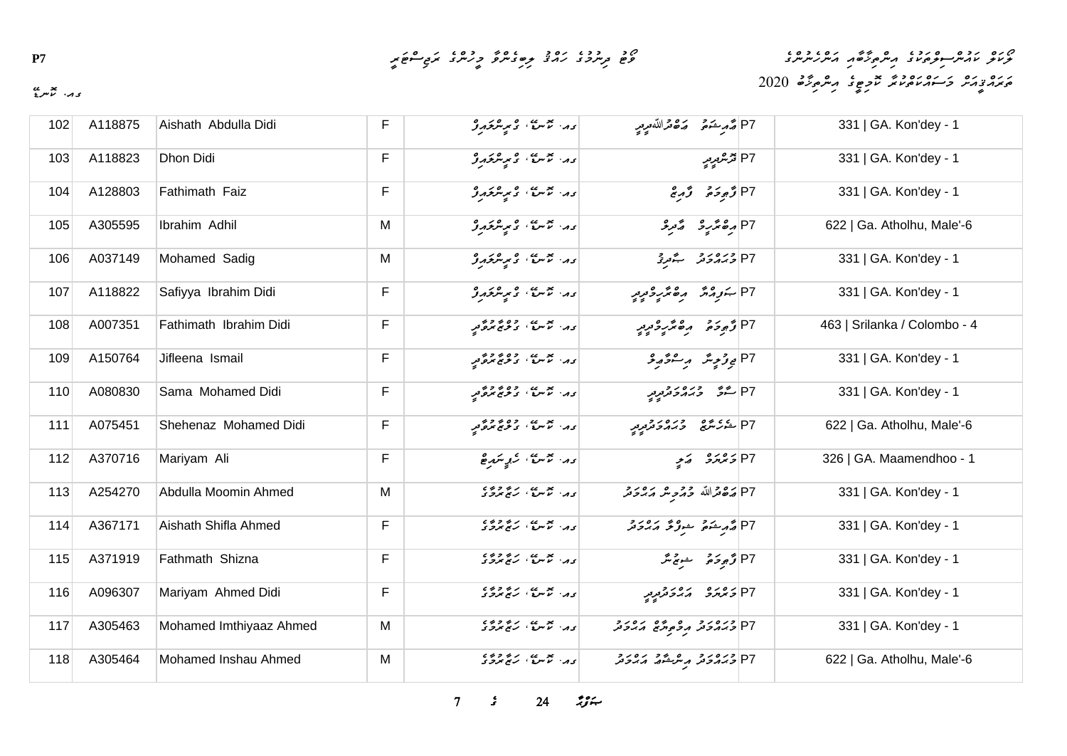| 102 | A118875 | Aishath Abdulla Didi | F | ގއ. ކޮނޑޭ، ގުރިންގެއިލް | P7 އާއިޝަތު އަބްދުﷲދީދީ | 331 \| GA. Kon'dey - 1 |
|---|---|---|---|---|---|---|
| 103 | A118823 | Dhon Didi | F | ގއ. ކޮނޑޭ، ގުރިންގެއިލް | P7 ދޮންދީދީ | 331 \| GA. Kon'dey - 1 |
| 104 | A128803 | Fathimath Faiz | F | ގއ. ކޮނޑޭ، ގުރިންގެއިލް | P7 ފާތިމަތު ފާއިޒް | 331 \| GA. Kon'dey - 1 |
| 105 | A305595 | Ibrahim Adhil | M | ގއ. ކޮނޑޭ، ގުރިންގެއިލް | P7 އިބްރާހީމް އާދިލް | 622 \| Ga. Atholhu, Male'-6 |
| 106 | A037149 | Mohamed Sadig | M | ގއ. ކޮނޑޭ، ގުރިންގެއިލް | P7 މުހައްމަދު ސާދިގު | 331 \| GA. Kon'dey - 1 |
| 107 | A118822 | Safiyya Ibrahim Didi | F | ގއ. ކޮނޑޭ، ގުރިންގެއިލް | P7 ސަފިއްޔާ އިބްރާހީމްދީދީ | 331 \| GA. Kon'dey - 1 |
| 108 | A007351 | Fathimath Ibrahim Didi | F | ގއ. ކޮނޑޭ، ގުލްޒާރުވާދީ | P7 ފާތިމަތު އިބްރާހީމްދީދީ | 463 \| Srilanka / Colombo - 4 |
| 109 | A150764 | Jifleena Ismail | F | ގއ. ކޮނޑޭ، ގުލްޒާރުވާދީ | P7 ޖިފްލީނާ އިސްމާއިލް | 331 \| GA. Kon'dey - 1 |
| 110 | A080830 | Sama Mohamed Didi | F | ގއ. ކޮނޑޭ، ގުލްޒާރުވާދީ | P7 ސަމާ މުހައްމަދުދީދީ | 331 \| GA. Kon'dey - 1 |
| 111 | A075451 | Shehenaz Mohamed Didi | F | ގއ. ކޮނޑޭ، ގުލްޒާރުވާދީ | P7 ޝެހެނާޒް މުހައްމަދުދީދީ | 622 \| Ga. Atholhu, Male'-6 |
| 112 | A370716 | Mariyam Ali | F | ގއ. ކޮނޑޭ، ގްލޮސަރީ | P7 މަރިޔަމް ޢަލީ | 326 \| GA. Maamendhoo - 1 |
| 113 | A254270 | Abdulla Moomin Ahmed | M | ގއ. ކޮނޑޭ، ހަޖަރުގެ | P7 އަބްދުﷲ މޫމިން އަހްމަދު | 331 \| GA. Kon'dey - 1 |
| 114 | A367171 | Aishath Shifla Ahmed | F | ގއ. ކޮނޑޭ، ހަޖަރުގެ | P7 އާއިޝަތު ޝިފްލާ އަހްމަދު | 331 \| GA. Kon'dey - 1 |
| 115 | A371919 | Fathmath Shizna | F | ގއ. ކޮނޑޭ، ހަޖަރުގެ | P7 ފާތިމަތު ޝިޒްނާ | 331 \| GA. Kon'dey - 1 |
| 116 | A096307 | Mariyam Ahmed Didi | F | ގއ. ކޮނޑޭ، ހަޖަރުގެ | P7 މަރިޔަމް އަހްމަދުދީދީ | 331 \| GA. Kon'dey - 1 |
| 117 | A305463 | Mohamed Imthiyaaz Ahmed | M | ގއ. ކޮނޑޭ، ހަޖަރުގެ | P7 މުހައްމަދު އިމްތިޔާޒް އަހްމަދު | 331 \| GA. Kon'dey - 1 |
| 118 | A305464 | Mohamed Inshau Ahmed | M | ގއ. ކޮނޑޭ، ހަޖަރުގެ | P7 މުހައްމަދު އިންޝާއު އަހްމަދު | 622 \| Ga. Atholhu, Male'-6 |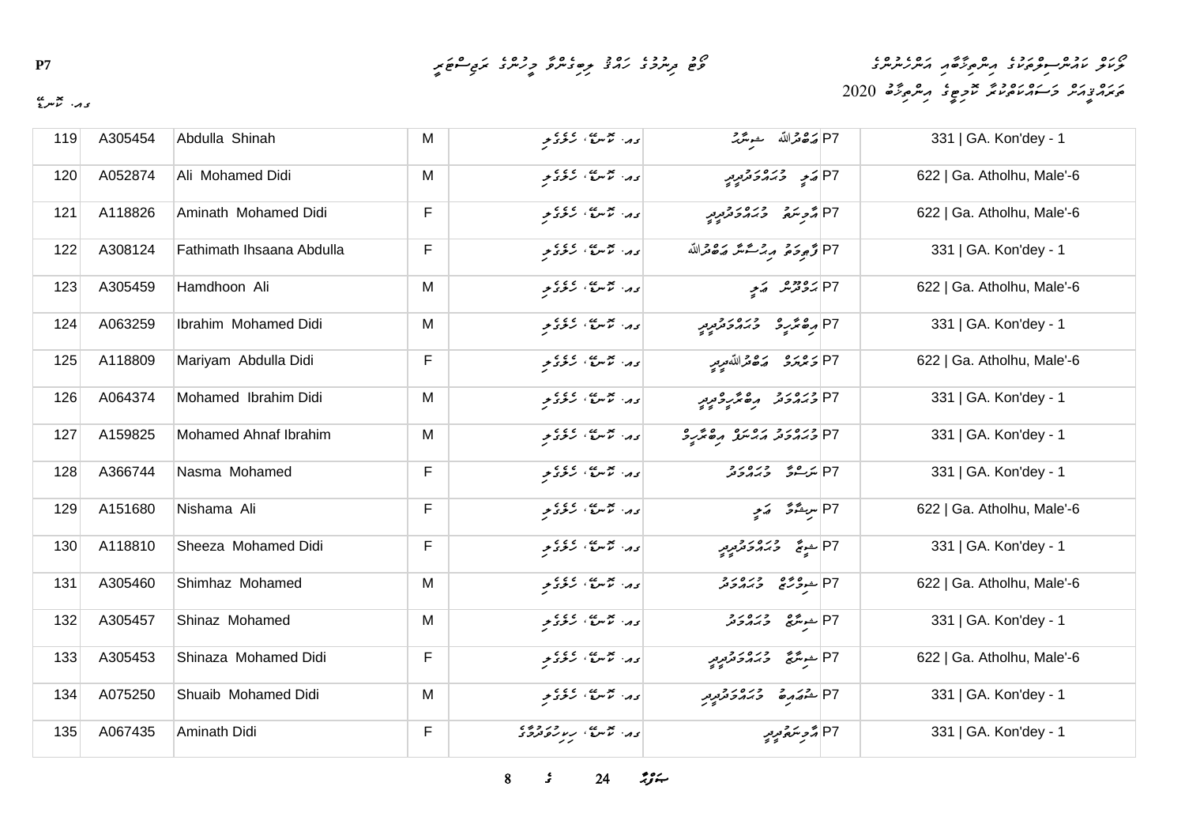| 119 | A305454 | Abdulla Shinah | M | ގއ. ކޮނޑޭ، ހެވެރޭގެ | P7 އަބްދުﷲ ޝިނާހް | 331 \| GA. Kon'dey - 1 |
|---|---|---|---|---|---|---|
| 120 | A052874 | Ali Mohamed Didi | M | ގއ. ކޮނޑޭ، ހެވެރޭގެ | P7 އަލި މުހައްމަދުދީދީ | 622 \| Ga. Atholhu, Male'-6 |
| 121 | A118826 | Aminath Mohamed Didi | F | ގއ. ކޮނޑޭ، ހެވެރޭގެ | P7 އާމިނަތު މުހައްމަދުދީދީ | 622 \| Ga. Atholhu, Male'-6 |
| 122 | A308124 | Fathimath Ihsaana Abdulla | F | ގއ. ކޮނޑޭ، ހެވެރޭގެ | P7 ފާތިމަތު އިހްސާނާ އަބްދުﷲ | 331 \| GA. Kon'dey - 1 |
| 123 | A305459 | Hamdhoon Ali | M | ގއ. ކޮނޑޭ، ހެވެރޭގެ | P7 ހަމްދޫން އަލި | 622 \| Ga. Atholhu, Male'-6 |
| 124 | A063259 | Ibrahim Mohamed Didi | M | ގއ. ކޮނޑޭ، ހެވެރޭގެ | P7 އިބްރާހީމް މުހައްމަދުދީދީ | 331 \| GA. Kon'dey - 1 |
| 125 | A118809 | Mariyam Abdulla Didi | F | ގއ. ކޮނޑޭ، ހެވެރޭގެ | P7 މަރިޔަމް އަބްދުﷲދީދީ | 622 \| Ga. Atholhu, Male'-6 |
| 126 | A064374 | Mohamed Ibrahim Didi | M | ގއ. ކޮނޑޭ، ހެވެރޭގެ | P7 މުހައްމަދު އިބްރާހީމްދީދީ | 331 \| GA. Kon'dey - 1 |
| 127 | A159825 | Mohamed Ahnaf Ibrahim | M | ގއ. ކޮނޑޭ، ހެވެރޭގެ | P7 މުހައްމަދު އަހުނަފް އިބްރާހީމް | 331 \| GA. Kon'dey - 1 |
| 128 | A366744 | Nasma Mohamed | F | ގއ. ކޮނޑޭ، ހެވެރޭގެ | P7 ނަސްމާ މުހައްމަދު | 331 \| GA. Kon'dey - 1 |
| 129 | A151680 | Nishama Ali | F | ގއ. ކޮނޑޭ، ހެވެރޭގެ | P7 ނިޝާމާ އަލި | 622 \| Ga. Atholhu, Male'-6 |
| 130 | A118810 | Sheeza Mohamed Didi | F | ގއ. ކޮނޑޭ، ހެވެރޭގެ | P7 ޝީޒާ މުހައްމަދުދީދީ | 331 \| GA. Kon'dey - 1 |
| 131 | A305460 | Shimhaz Mohamed | M | ގއ. ކޮނޑޭ، ހެވެރޭގެ | P7 ޝިމްހާޒް މުހައްމަދު | 622 \| Ga. Atholhu, Male'-6 |
| 132 | A305457 | Shinaz Mohamed | M | ގއ. ކޮނޑޭ، ހެވެރޭގެ | P7 ޝިނާޒް މުހައްމަދު | 331 \| GA. Kon'dey - 1 |
| 133 | A305453 | Shinaza Mohamed Didi | F | ގއ. ކޮނޑޭ، ހެވެރޭގެ | P7 ޝިނާޒާ މުހައްމަދުދީދީ | 622 \| Ga. Atholhu, Male'-6 |
| 134 | A075250 | Shuaib Mohamed Didi | M | ގއ. ކޮނޑޭ، ހެވެރޭގެ | P7 ޝުޢައިބު މުހައްމަދުދީދީ | 331 \| GA. Kon'dey - 1 |
| 135 | A067435 | Aminath Didi | F | ގއ. ކޮނޑޭ، ހިލަހުވަދުގޭ | P7 އާމިނަތުދީދީ | 331 \| GA. Kon'dey - 1 |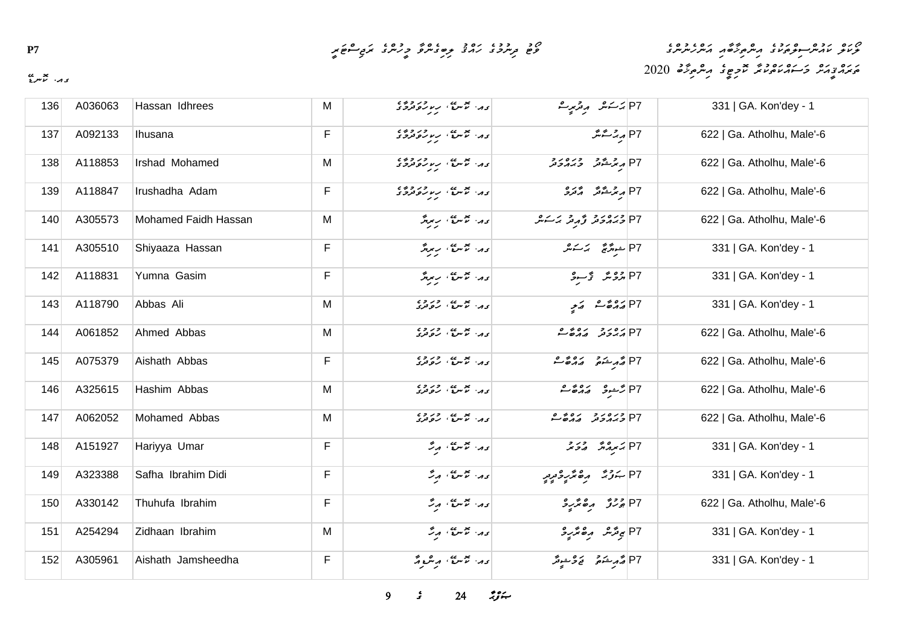| 136 | A036063 | Hassan Idhrees | M | ގއ. ކޮނޑޭ، ހިޔާހުވަދުވާގެ | P7 ޙަސަން އިދްރީސް | 331 \| GA. Kon'dey - 1 |
|---|---|---|---|---|---|---|
| 137 | A092133 | Ihusana | F | ގއ. ކޮނޑޭ، ހިޔާހުވަދުވާގެ | P7 އިހްސާނާ | 622 \| Ga. Atholhu, Male'-6 |
| 138 | A118853 | Irshad Mohamed | M | ގއ. ކޮނޑޭ، ހިޔާހުވަދުވާގެ | P7 އިރުޝާދު މުޙައްމަދު | 622 \| Ga. Atholhu, Male'-6 |
| 139 | A118847 | Irushadha Adam | F | ގއ. ކޮނޑޭ، ހިޔާހުވަދުވާގެ | P7 އިރުޝާދާ އާދަމް | 622 \| Ga. Atholhu, Male'-6 |
| 140 | A305573 | Mohamed Faidh Hassan | M | ގއ. ކޮނޑޭ، ހިރިޔާ | P7 މުޙައްމަދު ފާއިދު ޙަސަން | 622 \| Ga. Atholhu, Male'-6 |
| 141 | A305510 | Shiyaaza Hassan | F | ގއ. ކޮނޑޭ، ހިރިޔާ | P7 ޝިޔާޒާ ޙަސަން | 331 \| GA. Kon'dey - 1 |
| 142 | A118831 | Yumna Gasim | F | ގއ. ކޮނޑޭ، ހިރިޔާ | P7 ޔުމްނާ ޤާސިމް | 331 \| GA. Kon'dey - 1 |
| 143 | A118790 | Abbas Ali | M | ގއ. ކޮނޑޭ، ހުވަދުގެ | P7 އައްބާސް ޢަލި | 331 \| GA. Kon'dey - 1 |
| 144 | A061852 | Ahmed Abbas | M | ގއ. ކޮނޑޭ، ހުވަދުގެ | P7 އަޙްމަދު އައްބާސް | 622 \| Ga. Atholhu, Male'-6 |
| 145 | A075379 | Aishath Abbas | F | ގއ. ކޮނޑޭ، ހުވަދުގެ | P7 އާއިޝަތު އައްބާސް | 622 \| Ga. Atholhu, Male'-6 |
| 146 | A325615 | Hashim Abbas | M | ގއ. ކޮނޑޭ، ހުވަދުގެ | P7 ހާޝިމް އައްބާސް | 622 \| Ga. Atholhu, Male'-6 |
| 147 | A062052 | Mohamed Abbas | M | ގއ. ކޮނޑޭ، ހުވަދުގެ | P7 މުޙައްމަދު އައްބާސް | 622 \| Ga. Atholhu, Male'-6 |
| 148 | A151927 | Hariyya Umar | F | ގއ. ކޮނޑޭ، އިރާ | P7 ހަރިއްޔާ ޢުމަރު | 331 \| GA. Kon'dey - 1 |
| 149 | A323388 | Safha Ibrahim Didi | F | ގއ. ކޮނޑޭ، އިރާ | P7 ޞަފްހާ އިބްރާހީމްދީދީ | 331 \| GA. Kon'dey - 1 |
| 150 | A330142 | Thuhufa Ibrahim | F | ގއ. ކޮނޑޭ، އިރާ | P7 ތުޙުފާ އިބްރާހީމް | 622 \| Ga. Atholhu, Male'-6 |
| 151 | A254294 | Zidhaan Ibrahim | M | ގއ. ކޮނޑޭ، އިރާ | P7 ޒިދާން އިބްރާހީމް | 331 \| GA. Kon'dey - 1 |
| 152 | A305961 | Aishath Jamsheedha | F | ގއ. ކޮނޑޭ، އިރުވައި | P7 އާއިޝަތު ޖަމްޝީދާ | 331 \| GA. Kon'dey - 1 |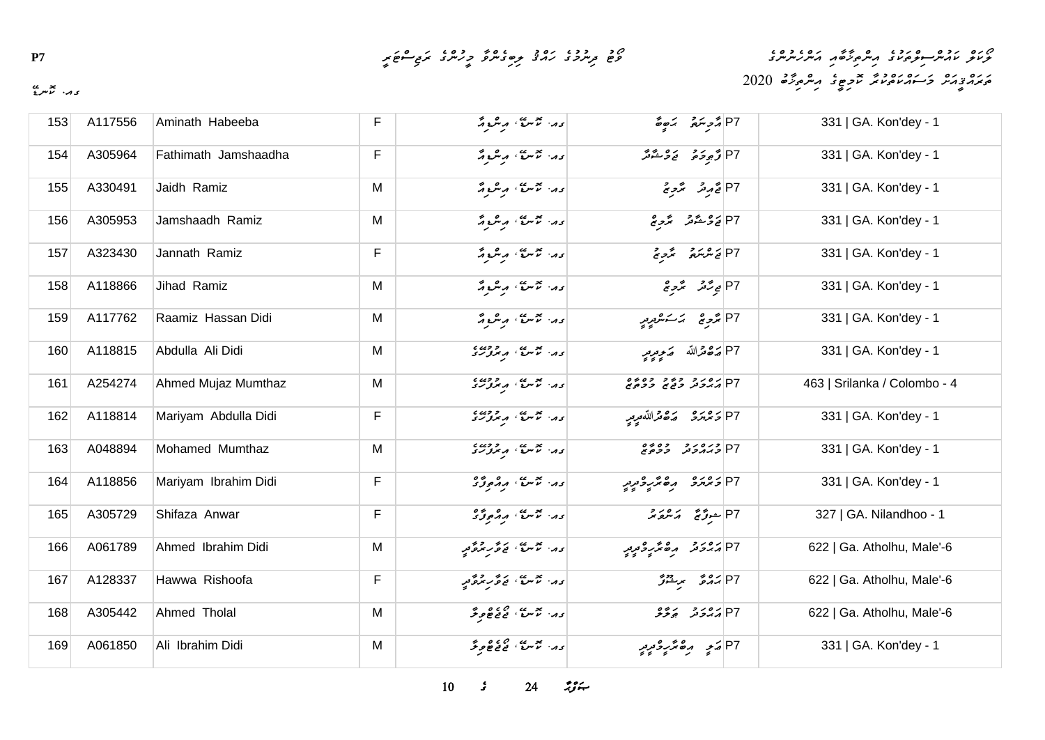| 153 | A117556 | Aminath Habeeba | F | ގއ. ކޮނޑޭ، ޢިޝްޤާ | P7 އާމިނަތު ހަބީބާ | 331 \| GA. Kon'dey - 1 |
|---|---|---|---|---|---|---|
| 154 | A305964 | Fathimath Jamshaadha | F | ގއ. ކޮނޑޭ، ޢިޝްޤާ | P7 ފާތިމަތު ޖަމްޝާދާ | 331 \| GA. Kon'dey - 1 |
| 155 | A330491 | Jaidh Ramiz | M | ގއ. ކޮނޑޭ، ޢިޝްޤާ | P7 ޖާއިދު ރާމިޒް | 331 \| GA. Kon'dey - 1 |
| 156 | A305953 | Jamshaadh Ramiz | M | ގއ. ކޮނޑޭ، ޢިޝްޤާ | P7 ޖަމްޝާދު ރާމިޒް | 331 \| GA. Kon'dey - 1 |
| 157 | A323430 | Jannath Ramiz | F | ގއ. ކޮނޑޭ، ޢިޝްޤާ | P7 ޖަންނަތު ރާމިޒް | 331 \| GA. Kon'dey - 1 |
| 158 | A118866 | Jihad Ramiz | M | ގއ. ކޮނޑޭ، ޢިޝްޤާ | P7 ޖިހާދު ރާމިޒް | 331 \| GA. Kon'dey - 1 |
| 159 | A117762 | Raamiz Hassan Didi | M | ގއ. ކޮނޑޭ، ޢިޝްޤާ | P7 ރާމިޒް ހަސަންދީދީ | 331 \| GA. Kon'dey - 1 |
| 160 | A118815 | Abdulla Ali Didi | M | ގއ. ކޮނޑޭ، އިރުފުށީގެ | P7 އަބްދުﷲ ޢަލީދީދީ | 331 \| GA. Kon'dey - 1 |
| 161 | A254274 | Ahmed Mujaz Mumthaz | M | ގއ. ކޮނޑޭ، އިރުފުށީގެ | P7 އަހްމަދު މުޖާޒް މުމްތާޒް | 463 \| Srilanka / Colombo - 4 |
| 162 | A118814 | Mariyam Abdulla Didi | F | ގއ. ކޮނޑޭ، އިރުފުށީގެ | P7 މަރިޔަމް އަބްދުﷲދީދީ | 331 \| GA. Kon'dey - 1 |
| 163 | A048894 | Mohamed Mumthaz | M | ގއ. ކޮނޑޭ، އިރުފުށީގެ | P7 މުހައްމަދު މުމްތާޒް | 331 \| GA. Kon'dey - 1 |
| 164 | A118856 | Mariyam Ibrahim Didi | F | ގއ. ކޮނޑޭ، އިއްތިފާގު | P7 މަރިޔަމް އިބްރާހިމްދީދީ | 331 \| GA. Kon'dey - 1 |
| 165 | A305729 | Shifaza Anwar | F | ގއ. ކޮނޑޭ، އިއްތިފާގު | P7 ޝިފާޒާ އަންވަރު | 327 \| GA. Nilandhoo - 1 |
| 166 | A061789 | Ahmed Ibrahim Didi | M | ގއ. ކޮނޑޭ، ޖަވާހިރުވާދީ | P7 އަހްމަދު އިބްރާހިމްދީދީ | 622 \| Ga. Atholhu, Male'-6 |
| 167 | A128337 | Hawwa Rishoofa | F | ގއ. ކޮނޑޭ، ޖަވާހިރުވާދީ | P7 ހައްވާ ރިޝޫފާ | 622 \| Ga. Atholhu, Male'-6 |
| 168 | A305442 | Ahmed Tholal | M | ގއ. ކޮނޑޭ، ޖޭޖޭބީވާ | P7 އަހްމަދު ތޮލާލް | 622 \| Ga. Atholhu, Male'-6 |
| 169 | A061850 | Ali Ibrahim Didi | M | ގއ. ކޮނޑޭ، ޖޭޖޭބީވާ | P7 ޢަލީ އިބްރާހިމްދީދީ | 331 \| GA. Kon'dey - 1 |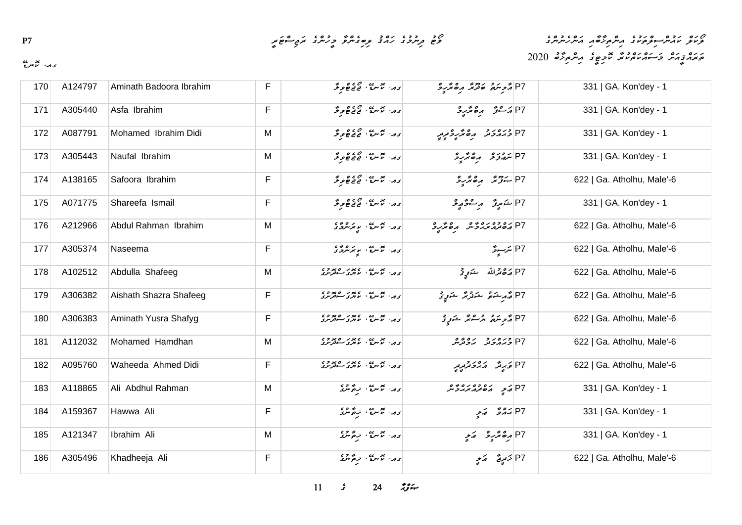| 170 | A124797 | Aminath Badoora Ibrahim | F | ގއ. ކޮނޑޭ، ޖެޖެބޯވިލާ | P7 އާމިނަތު ބަދޫރާ އިބްރާހީމް | 331 \| GA. Kon'dey - 1 |
|---|---|---|---|---|---|---|
| 171 | A305440 | Asfa Ibrahim | F | ގއ. ކޮނޑޭ، ޖެޖެބޯވިލާ | P7 އަސްފާ އިބްރާހީމް | 331 \| GA. Kon'dey - 1 |
| 172 | A087791 | Mohamed Ibrahim Didi | M | ގއ. ކޮނޑޭ، ޖެޖެބޯވިލާ | P7 މުހައްމަދު އިބްރާހީމްދީދީ | 331 \| GA. Kon'dey - 1 |
| 173 | A305443 | Naufal Ibrahim | M | ގއ. ކޮނޑޭ، ޖެޖެބޯވިލާ | P7 ނައުފަލް އިބްރާހީމް | 331 \| GA. Kon'dey - 1 |
| 174 | A138165 | Safoora Ibrahim | F | ގއ. ކޮނޑޭ، ޖެޖެބޯވިލާ | P7 ސަފޫރާ އިބްރާހީމް | 622 \| Ga. Atholhu, Male'-6 |
| 175 | A071775 | Shareefa Ismail | F | ގއ. ކޮނޑޭ، ޖެޖެބޯވިލާ | P7 ޝަރީފާ އިސްމާއީލް | 331 \| GA. Kon'dey - 1 |
| 176 | A212966 | Abdul Rahman Ibrahim | M | ގއ. ކޮނޑޭ، ވިދަންވޭގެ | P7 އަބްދުއްރަޙްމާން އިބްރާހީމް | 622 \| Ga. Atholhu, Male'-6 |
| 177 | A305374 | Naseema | F | ގއ. ކޮނޑޭ، ވިދަންވޭގެ | P7 ނަސީމާ | 622 \| Ga. Atholhu, Male'-6 |
| 178 | A102512 | Abdulla Shafeeg | M | ގއ. ކޮނޑޭ، ކެރީ ސަންރޫމް | P7 އަބްދުﷲ ޝަފީޤު | 622 \| Ga. Atholhu, Male'-6 |
| 179 | A306382 | Aishath Shazra Shafeeg | F | ގއ. ކޮނޑޭ، ކެރީ ސަންރޫމް | P7 އާއިޝަތު ޝަޒްރާ ޝަފީޤު | 622 \| Ga. Atholhu, Male'-6 |
| 180 | A306383 | Aminath Yusra Shafyg | F | ގއ. ކޮނޑޭ، ކެރީ ސަންރޫމް | P7 އާމިނަތު ޔުސްރާ ޝަފީޤު | 622 \| Ga. Atholhu, Male'-6 |
| 181 | A112032 | Mohamed Hamdhan | M | ގއ. ކޮނޑޭ، ކެރީ ސަންރޫމް | P7 މުހައްމަދު ހަމްދާން | 622 \| Ga. Atholhu, Male'-6 |
| 182 | A095760 | Waheeda Ahmed Didi | F | ގއ. ކޮނޑޭ، ކެރީ ސަންރޫމް | P7 ވަޙީދާ އަޙްމަދުދީދީ | 622 \| Ga. Atholhu, Male'-6 |
| 183 | A118865 | Ali Abdhul Rahman | M | ގއ. ކޮނޑޭ، ހިލާރީ | P7 އަލި އަބްދުއްރަޙްމާން | 331 \| GA. Kon'dey - 1 |
| 184 | A159367 | Hawwa Ali | F | ގއ. ކޮނޑޭ، ހިލާރީ | P7 ހައްވާ އަލި | 331 \| GA. Kon'dey - 1 |
| 185 | A121347 | Ibrahim Ali | M | ގއ. ކޮނޑޭ، ހިލާރީ | P7 އިބްރާހީމް އަލި | 331 \| GA. Kon'dey - 1 |
| 186 | A305496 | Khadheeja Ali | F | ގއ. ކޮނޑޭ، ހިލާރީ | P7 ޚަދީޖާ އަލި | 622 \| Ga. Atholhu, Male'-6 |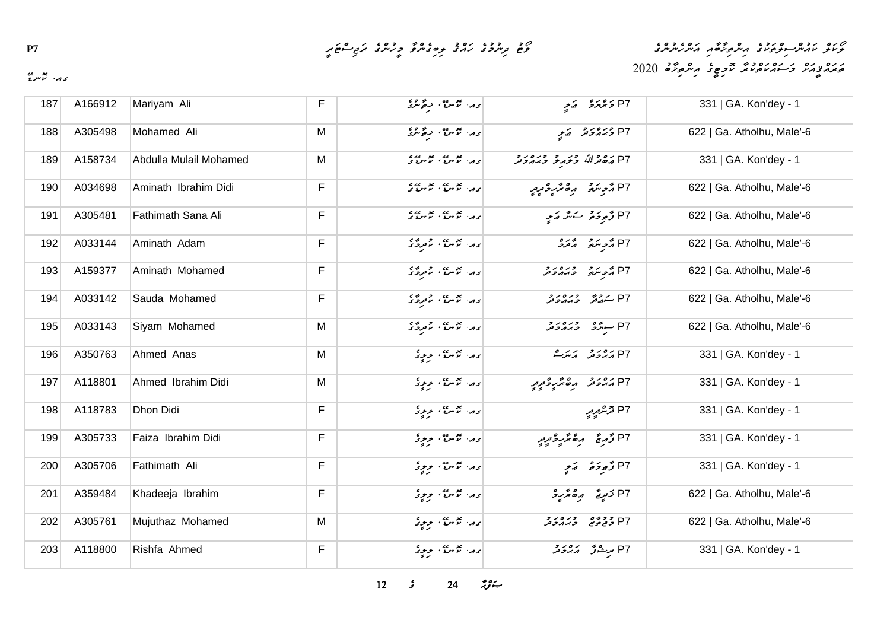| 187 | A166912 | Mariyam Ali | F | ގއ. ކޮނޑޭ، ހިތާރާގެ | P7 މަރިޔަމް ޢަލީ | 331 \| GA. Kon'dey - 1 |
|---|---|---|---|---|---|---|
| 188 | A305498 | Mohamed Ali | M | ގއ. ކޮނޑޭ، ހިތާރާގެ | P7 މުޙައްމަދު ޢަލީ | 622 \| Ga. Atholhu, Male'-6 |
| 189 | A158734 | Abdulla Mulail Mohamed | M | ގއ. ކޮނޑޭ، ކޮނޑޭގެ | P7 އަބްދުﷲ މުލައިލް މުޙައްމަދު | 331 \| GA. Kon'dey - 1 |
| 190 | A034698 | Aminath Ibrahim Didi | F | ގއ. ކޮނޑޭ، ކޮނޑޭގެ | P7 އާމިނަތު އިބްރާހީމްދީދީ | 622 \| Ga. Atholhu, Male'-6 |
| 191 | A305481 | Fathimath Sana Ali | F | ގއ. ކޮނޑޭ، ކޮނޑޭގެ | P7 ފާތިމަތު ސަނާ ޢަލީ | 622 \| Ga. Atholhu, Male'-6 |
| 192 | A033144 | Aminath Adam | F | ގއ. ކޮނޑޭ، ކުދިމާގެ | P7 އާމިނަތު އާދަމް | 622 \| Ga. Atholhu, Male'-6 |
| 193 | A159377 | Aminath Mohamed | F | ގއ. ކޮނޑޭ، ކުދިމާގެ | P7 އާމިނަތު މުޙައްމަދު | 622 \| Ga. Atholhu, Male'-6 |
| 194 | A033142 | Sauda Mohamed | F | ގއ. ކޮނޑޭ، ކުދިމާގެ | P7 ސައުދާ މުޙައްމަދު | 622 \| Ga. Atholhu, Male'-6 |
| 195 | A033143 | Siyam Mohamed | M | ގއ. ކޮނޑޭ، ކުދިމާގެ | P7 ސިޔާމް މުޙައްމަދު | 622 \| Ga. Atholhu, Male'-6 |
| 196 | A350763 | Ahmed Anas | M | ގއ. ކޮނޑޭ، ލިލީގެ | P7 އަޙްމަދު އަނަސް | 331 \| GA. Kon'dey - 1 |
| 197 | A118801 | Ahmed Ibrahim Didi | M | ގއ. ކޮނޑޭ، ލިލީގެ | P7 އަޙްމަދު އިބްރާހީމްދީދީ | 331 \| GA. Kon'dey - 1 |
| 198 | A118783 | Dhon Didi | F | ގއ. ކޮނޑޭ، ލިލީގެ | P7 ދޮންދީދީ | 331 \| GA. Kon'dey - 1 |
| 199 | A305733 | Faiza Ibrahim Didi | F | ގއ. ކޮނޑޭ، ލިލީގެ | P7 ފާއިޒާ އިބްރާހީމްދީދީ | 331 \| GA. Kon'dey - 1 |
| 200 | A305706 | Fathimath Ali | F | ގއ. ކޮނޑޭ، ލިލީގެ | P7 ފާތިމަތު ޢަލީ | 331 \| GA. Kon'dey - 1 |
| 201 | A359484 | Khadeeja Ibrahim | F | ގއ. ކޮނޑޭ، ލިލީގެ | P7 ޚަދީޖާ އިބްރާހީމް | 622 \| Ga. Atholhu, Male'-6 |
| 202 | A305761 | Mujuthaz Mohamed | M | ގއ. ކޮނޑޭ، ލިލީގެ | P7 މުޖުތާޒް މުޙައްމަދު | 622 \| Ga. Atholhu, Male'-6 |
| 203 | A118800 | Rishfa Ahmed | F | ގއ. ކޮނޑޭ، ލިލީގެ | P7 ރިޝްފާ އަޙްމަދު | 331 \| GA. Kon'dey - 1 |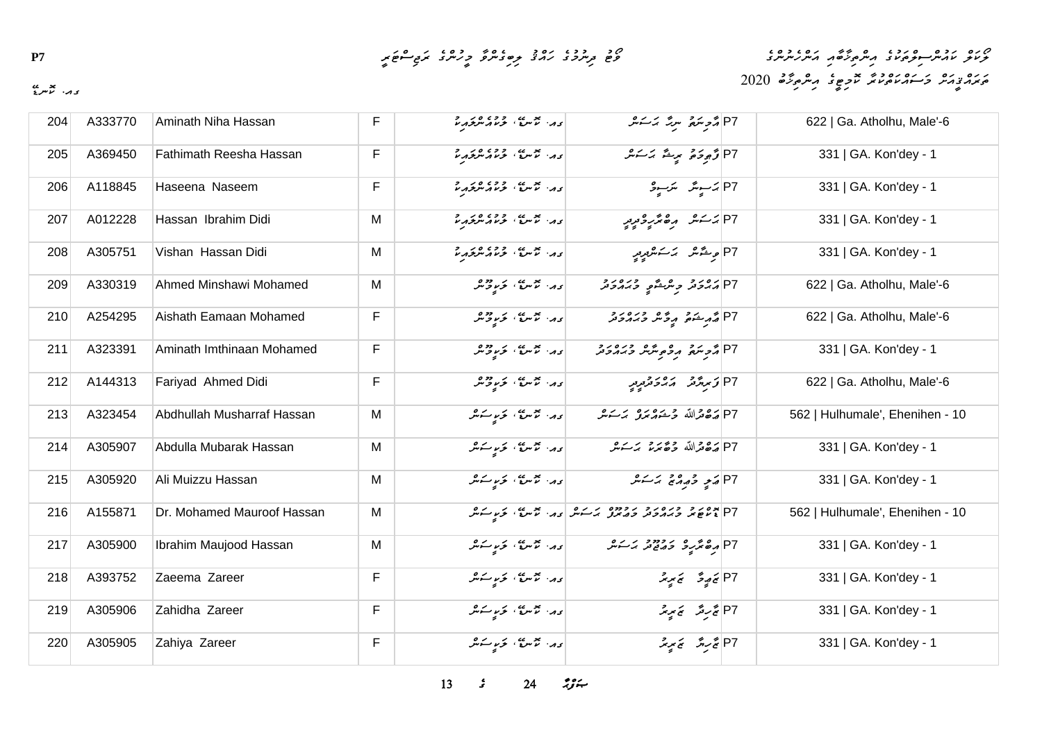| 204 | A333770 | Aminath Niha Hassan | F | ގއ. ކޮނޑޭ، ވުޝާމިންގާމިގެ | އާމިނަތު ނިހާ ހަސަން P7 | 622 \| Ga. Atholhu, Male'-6 |
|---|---|---|---|---|---|---|
| 205 | A369450 | Fathimath Reesha Hassan | F | ގއ. ކޮނޑޭ، ވުޝާމިންގާމިގެ | ފާތިމަތު ރީޝާ ހަސަން P7 | 331 \| GA. Kon'dey - 1 |
| 206 | A118845 | Haseena Naseem | F | ގއ. ކޮނޑޭ، ވުޝާމިންގާމިގެ | ހަސީނާ ނަސީމް P7 | 331 \| GA. Kon'dey - 1 |
| 207 | A012228 | Hassan Ibrahim Didi | M | ގއ. ކޮނޑޭ، ވުޝާމިންގާމިގެ | ހަސަން އިބްރާހީމްދީދީ P7 | 331 \| GA. Kon'dey - 1 |
| 208 | A305751 | Vishan Hassan Didi | M | ގއ. ކޮނޑޭ، ވުޝާމިންގާމިގެ | ވިޝާން ހަސަންދީދީ P7 | 331 \| GA. Kon'dey - 1 |
| 209 | A330319 | Ahmed Minshawi Mohamed | M | ގއ. ކޮނޑޭ، ވަރިވަރު | އަހުމަދު މިންޝާވީ މުހައްމަދު P7 | 622 \| Ga. Atholhu, Male'-6 |
| 210 | A254295 | Aishath Eamaan Mohamed | F | ގއ. ކޮނޑޭ، ވަރިވަރު | އާއިޝަތު އީމާން މުހައްމަދު P7 | 622 \| Ga. Atholhu, Male'-6 |
| 211 | A323391 | Aminath Imthinaan Mohamed | F | ގއ. ކޮނޑޭ، ވަރިވަރު | އާމިނަތު އިމްތިނާން މުހައްމަދު P7 | 331 \| GA. Kon'dey - 1 |
| 212 | A144313 | Fariyad Ahmed Didi | F | ގއ. ކޮނޑޭ، ވަރިވަރު | ފަރިޔާދު އަހުމަދުދީދީ P7 | 622 \| Ga. Atholhu, Male'-6 |
| 213 | A323454 | Abdhullah Musharraf Hassan | M | ގއ. ކޮނޑޭ، ވަރިސަން | އަބްދުالله މުޝައްރަފު ހަސަން P7 | 562 \| Hulhumale', Ehenihen - 10 |
| 214 | A305907 | Abdulla Mubarak Hassan | M | ގއ. ކޮނޑޭ، ވަރިސަން | އަބްދުالله މުބާރަކު ހަސަން P7 | 331 \| GA. Kon'dey - 1 |
| 215 | A305920 | Ali Muizzu Hassan | M | ގއ. ކޮނޑޭ، ވަރިސަން | އަލި މުއިއްޒު ހަސަން P7 | 331 \| GA. Kon'dey - 1 |
| 216 | A155871 | Dr. Mohamed Mauroof Hassan | M | ގއ. ކޮނޑޭ، ވަރިސަން | ޑޮކްޓަރ މުހައްމަދު މައުރޫފު ހަސަން P7 | 562 \| Hulhumale', Ehenihen - 10 |
| 217 | A305900 | Ibrahim Maujood Hassan | M | ގއ. ކޮނޑޭ، ވަރިސަން | އިބްރާހީމް މައުޖޫދު ހަސަން P7 | 331 \| GA. Kon'dey - 1 |
| 218 | A393752 | Zaeema Zareer | F | ގއ. ކޮނޑޭ، ވަރިސަން | ޒައީމާ ޒަރީރު P7 | 331 \| GA. Kon'dey - 1 |
| 219 | A305906 | Zahidha Zareer | F | ގއ. ކޮނޑޭ، ވަރިސަން | ޒާހިދާ ޒަރީރު P7 | 331 \| GA. Kon'dey - 1 |
| 220 | A305905 | Zahiya Zareer | F | ގއ. ކޮނޑޭ، ވަރިސަން | ޒާހިޔާ ޒަރީރު P7 | 331 \| GA. Kon'dey - 1 |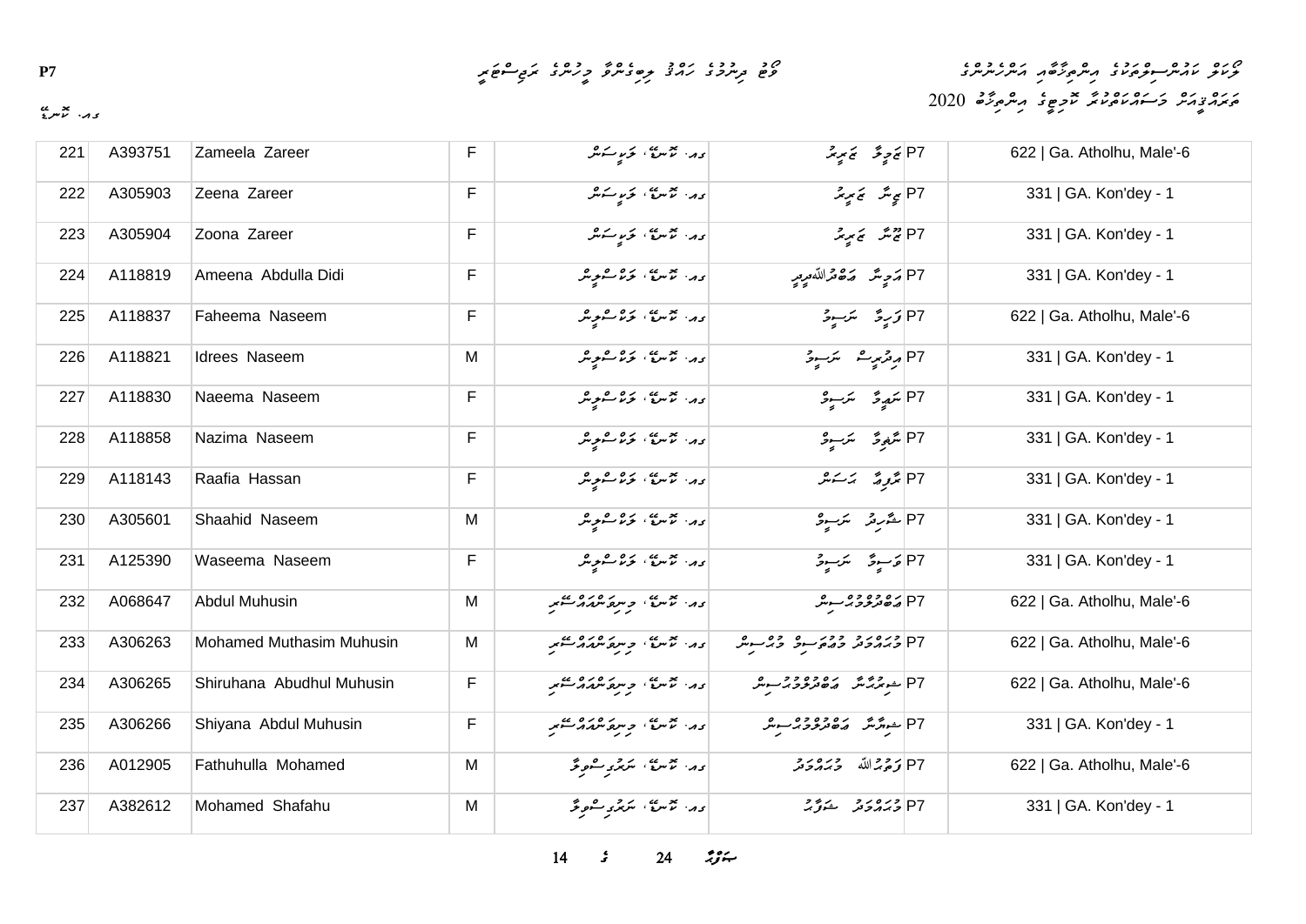| 221 | A393751 | Zameela Zareer | F | ގއ. ކޯންޑޭ، ވަލިސަން | P7 ޒަމީލާ ޒަރީރު | 622 \| Ga. Atholhu, Male'-6 |
|---|---|---|---|---|---|---|
| 222 | A305903 | Zeena Zareer | F | ގއ. ކޯންޑޭ، ވަލިސަން | P7 ޒީނާ ޒަރީރު | 331 \| GA. Kon'dey - 1 |
| 223 | A305904 | Zoona Zareer | F | ގއ. ކޯންޑޭ، ވަލިސަން | P7 ޒޫނާ ޒަރީރު | 331 \| GA. Kon'dey - 1 |
| 224 | A118819 | Ameena Abdulla Didi | F | ގއ. ކޯންޑޭ، ވަޔާސްމިން | P7 އަމީނާ އަބްދުﷲދީދީ | 331 \| GA. Kon'dey - 1 |
| 225 | A118837 | Faheema Naseem | F | ގއ. ކޯންޑޭ، ވަޔާސްމިން | P7 ފަހީމާ ނަސީމު | 622 \| Ga. Atholhu, Male'-6 |
| 226 | A118821 | Idrees Naseem | M | ގއ. ކޯންޑޭ، ވަޔާސްމިން | P7 އިދްރީސް ނަސީމު | 331 \| GA. Kon'dey - 1 |
| 227 | A118830 | Naeema Naseem | F | ގއ. ކޯންޑޭ، ވަޔާސްމިން | P7 ނައީމާ ނަސީމު | 331 \| GA. Kon'dey - 1 |
| 228 | A118858 | Nazima Naseem | F | ގއ. ކޯންޑޭ، ވަޔާސްމިން | P7 ނާޒިމާ ނަސީމު | 331 \| GA. Kon'dey - 1 |
| 229 | A118143 | Raafia Hassan | F | ގއ. ކޯންޑޭ، ވަޔާސްމިން | P7 ރާފިއާ ހަސަން | 331 \| GA. Kon'dey - 1 |
| 230 | A305601 | Shaahid Naseem | M | ގއ. ކޯންޑޭ، ވަޔާސްމިން | P7 ޝާހިދު ނަސީމު | 331 \| GA. Kon'dey - 1 |
| 231 | A125390 | Waseema Naseem | F | ގއ. ކޯންޑޭ، ވަޔާސްމިން | P7 ވަސީމާ ނަސީމު | 331 \| GA. Kon'dey - 1 |
| 232 | A068647 | Abdul Muhusin | M | ގއ. ކޯންޑޭ، މިނިވަންއަރުސްޓަރ | P7 އަބްދުލްމުހުސިން | 622 \| Ga. Atholhu, Male'-6 |
| 233 | A306263 | Mohamed Muthasim Muhusin | M | ގއ. ކޯންޑޭ، މިނިވަންއަރުސްޓަރ | P7 މުހައްމަދު މުޢުތަސިމް މުހުސިން | 622 \| Ga. Atholhu, Male'-6 |
| 234 | A306265 | Shiruhana Abudhul Muhusin | F | ގއ. ކޯންޑޭ، މިނިވަންއަރުސްޓަރ | P7 ޝިރުހާނާ އަބްދުލްމުހުސިން | 622 \| Ga. Atholhu, Male'-6 |
| 235 | A306266 | Shiyana Abdul Muhusin | F | ގއ. ކޯންޑޭ، މިނިވަންއަރުސްޓަރ | P7 ޝިޔާނާ އަބްދުލްމުހުސިން | 331 \| GA. Kon'dey - 1 |
| 236 | A012905 | Fathuhulla Mohamed | M | ގއ. ކޯންޑޭ، ނަރުގިސްވިލާ | P7 ފަތުހުﷲ މުހައްމަދު | 622 \| Ga. Atholhu, Male'-6 |
| 237 | A382612 | Mohamed Shafahu | M | ގއ. ކޯންޑޭ، ނަރުގިސްވިލާ | P7 މުހައްމަދު ޝަފާހު | 331 \| GA. Kon'dey - 1 |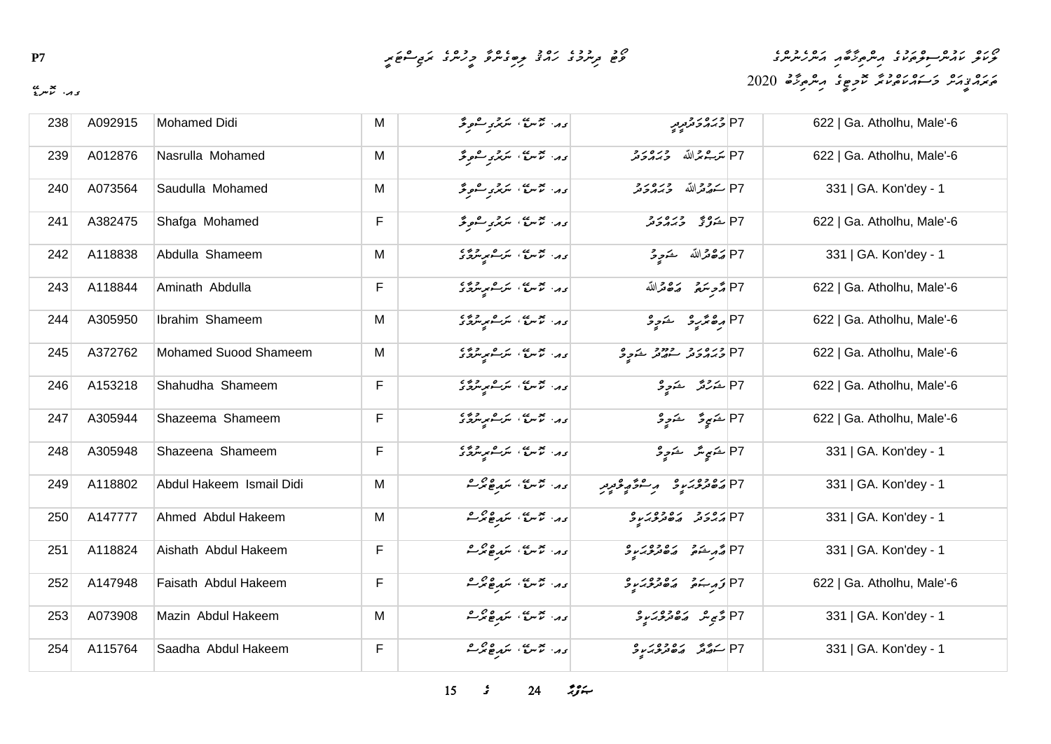| 238 | A092915 | Mohamed Didi | M | ގއ. ކޮނޑޫ، ނަރުގިސްވިލާ | P7 މުހައްމަދުދީދީ | 622 \| Ga. Atholhu, Male'-6 |
|---|---|---|---|---|---|---|
| 239 | A012876 | Nasrulla Mohamed | M | ގއ. ކޮނޑޫ، ނަރުގިސްވިލާ | P7 ނަސްރުﷲ މުހައްމަދު | 622 \| Ga. Atholhu, Male'-6 |
| 240 | A073564 | Saudulla Mohamed | M | ގއ. ކޮނޑޫ، ނަރުގިސްވިލާ | P7 ސައުދުﷲ މުހައްމަދު | 331 \| GA. Kon'dey - 1 |
| 241 | A382475 | Shafga Mohamed | F | ގއ. ކޮނޑޫ، ނަރުގިސްވިލާ | P7 ޝަފްގާ މުހައްމަދު | 622 \| Ga. Atholhu, Male'-6 |
| 242 | A118838 | Abdulla Shameem | M | ގއ. ކޮނޑޫ، ނަސްރީންގެ | P7 އަބްދުﷲ ޝަމީމް | 331 \| GA. Kon'dey - 1 |
| 243 | A118844 | Aminath Abdulla | F | ގއ. ކޮނޑޫ، ނަސްރީންގެ | P7 އާމިނަތު އަބްދުﷲ | 622 \| Ga. Atholhu, Male'-6 |
| 244 | A305950 | Ibrahim Shameem | M | ގއ. ކޮނޑޫ، ނަސްރީންގެ | P7 އިބްރާހީމް ޝަމީމް | 622 \| Ga. Atholhu, Male'-6 |
| 245 | A372762 | Mohamed Suood Shameem | M | ގއ. ކޮނޑޫ، ނަސްރީންގެ | P7 މުހައްމަދު ސުޢޫދު ޝަމީމް | 622 \| Ga. Atholhu, Male'-6 |
| 246 | A153218 | Shahudha Shameem | F | ގއ. ކޮނޑޫ، ނަސްރީންގެ | P7 ޝަހުދާ ޝަމީމް | 622 \| Ga. Atholhu, Male'-6 |
| 247 | A305944 | Shazeema Shameem | F | ގއ. ކޮނޑޫ، ނަސްރީންގެ | P7 ޝަޒީމާ ޝަމީމް | 622 \| Ga. Atholhu, Male'-6 |
| 248 | A305948 | Shazeena Shameem | F | ގއ. ކޮނޑޫ، ނަސްރީންގެ | P7 ޝަޒީނާ ޝަމީމް | 331 \| GA. Kon'dey - 1 |
| 249 | A118802 | Abdul Hakeem Ismail Didi | M | ގއ. ކޮނޑޫ، ނަޢީމާހުސް | P7 އަބްދުލްހަކީމް އިސްމާޢީލްދީދީ | 331 \| GA. Kon'dey - 1 |
| 250 | A147777 | Ahmed Abdul Hakeem | M | ގއ. ކޮނޑޫ، ނަޢީމާހުސް | P7 އަޙްމަދު އަބްދުލްހަކީމް | 331 \| GA. Kon'dey - 1 |
| 251 | A118824 | Aishath Abdul Hakeem | F | ގއ. ކޮނޑޫ، ނަޢީމާހުސް | P7 އާއިޝަތު އަބްދުލްހަކީމް | 331 \| GA. Kon'dey - 1 |
| 252 | A147948 | Faisath Abdul Hakeem | F | ގއ. ކޮނޑޫ، ނަޢީމާހުސް | P7 ފައިސަތު އަބްދުލްހަކީމް | 622 \| Ga. Atholhu, Male'-6 |
| 253 | A073908 | Mazin Abdul Hakeem | M | ގއ. ކޮނޑޫ، ނަޢީމާހުސް | P7 މާޒިން އަބްދުލްހަކީމް | 331 \| GA. Kon'dey - 1 |
| 254 | A115764 | Saadha Abdul Hakeem | F | ގއ. ކޮނޑޫ، ނަޢީމާހުސް | P7 ސަޢާދާ އަބްދުލްހަކީމް | 331 \| GA. Kon'dey - 1 |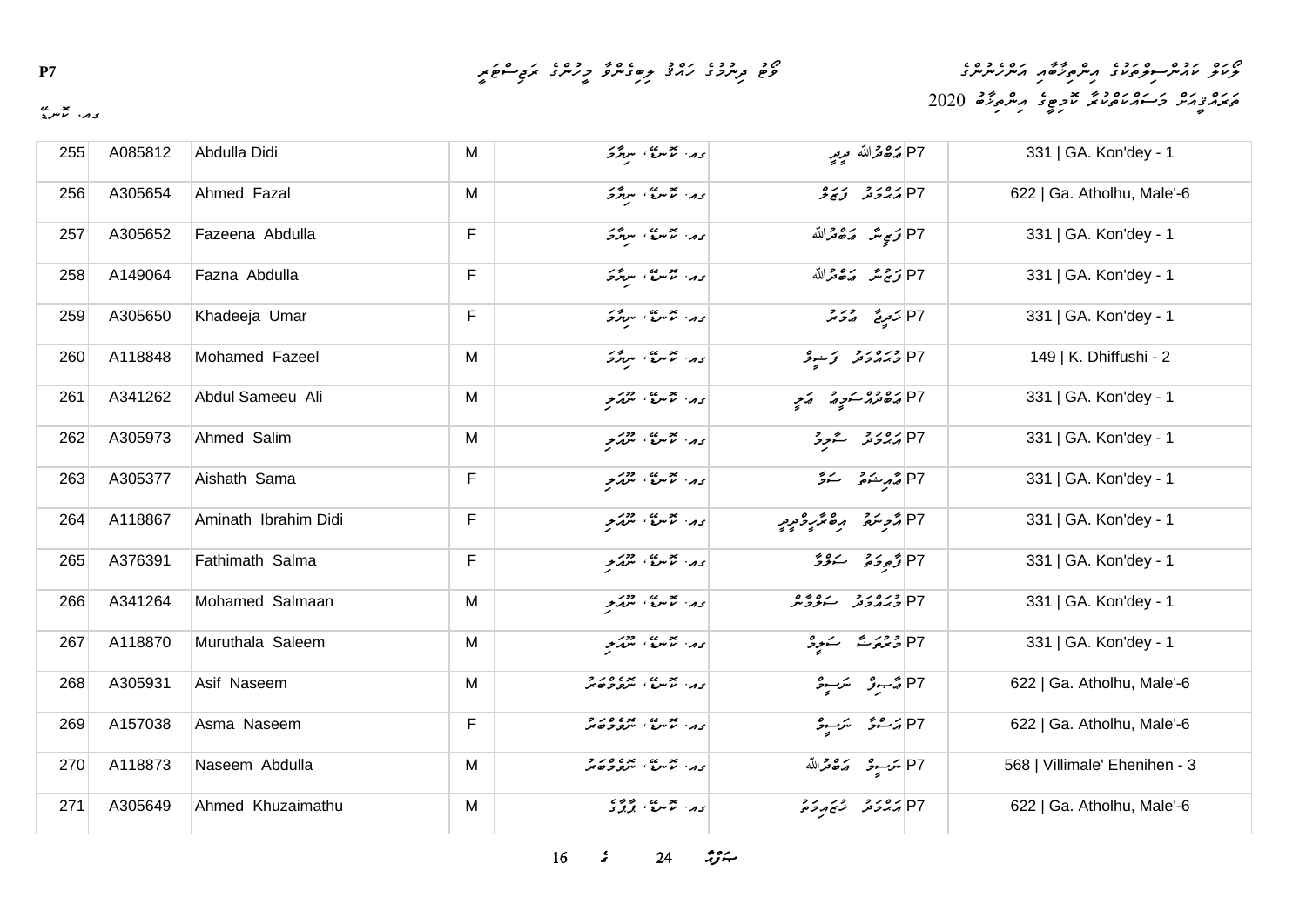| 255 | A085812 | Abdulla Didi | M | ގއ. ކޮންޑޭ، ސިލްވަ | P7 އަބްދުﷲ ދީދީ | 331 \| GA. Kon'dey - 1 |
|---|---|---|---|---|---|---|
| 256 | A305654 | Ahmed Fazal | M | ގއ. ކޮންޑޭ، ސިލްވަ | P7 އަހްމަދު ފަޟަލް | 622 \| Ga. Atholhu, Male'-6 |
| 257 | A305652 | Fazeena Abdulla | F | ގއ. ކޮންޑޭ، ސިލްވަ | P7 ފަޒީނާ އަބްދުﷲ | 331 \| GA. Kon'dey - 1 |
| 258 | A149064 | Fazna Abdulla | F | ގއ. ކޮންޑޭ، ސިލްވަ | P7 ފަޒްނާ އަބްދުﷲ | 331 \| GA. Kon'dey - 1 |
| 259 | A305650 | Khadeeja Umar | F | ގއ. ކޮންޑޭ، ސިލްވަ | P7 ޚަދީޖާ އުމަރު | 331 \| GA. Kon'dey - 1 |
| 260 | A118848 | Mohamed Fazeel | M | ގއ. ކޮންޑޭ، ސިލްވަ | P7 މުހައްމަދު ފަޒީލް | 149 \| K. Dhiffushi - 2 |
| 261 | A341262 | Abdul Sameeu Ali | M | ގއ. ކޮންޑޭ، ސޫރަޖެ | P7 އަބްދުލްސަމީޢު ޢަލީ | 331 \| GA. Kon'dey - 1 |
| 262 | A305973 | Ahmed Salim | M | ގއ. ކޮންޑޭ، ސޫރަޖެ | P7 އަހްމަދު ސާލިމް | 331 \| GA. Kon'dey - 1 |
| 263 | A305377 | Aishath Sama | F | ގއ. ކޮންޑޭ، ސޫރަޖެ | P7 އާއިޝަތު ސަމާ | 331 \| GA. Kon'dey - 1 |
| 264 | A118867 | Aminath Ibrahim Didi | F | ގއ. ކޮންޑޭ، ސޫރަޖެ | P7 އާމިނަތު އިބްރާހިމްދީދީ | 331 \| GA. Kon'dey - 1 |
| 265 | A376391 | Fathimath Salma | F | ގއ. ކޮންޑޭ، ސޫރަޖެ | P7 ފާތިމަތު ސަލްމާ | 331 \| GA. Kon'dey - 1 |
| 266 | A341264 | Mohamed Salmaan | M | ގއ. ކޮންޑޭ، ސޫރަޖެ | P7 މުހައްމަދު ސަލްމާން | 331 \| GA. Kon'dey - 1 |
| 267 | A118870 | Muruthala Saleem | M | ގއ. ކޮންޑޭ، ސޫރަޖެ | P7 މުރުތަލާ ސަލީމް | 331 \| GA. Kon'dey - 1 |
| 268 | A305931 | Asif Naseem | M | ގއ. ކޮންޑޭ، ސޯލްވިއުމަރު | P7 އާސިފް ނަސީމް | 622 \| Ga. Atholhu, Male'-6 |
| 269 | A157038 | Asma Naseem | F | ގއ. ކޮންޑޭ، ސޯލްވިއުމަރު | P7 އަސްމާ ނަސީމް | 622 \| Ga. Atholhu, Male'-6 |
| 270 | A118873 | Naseem Abdulla | M | ގއ. ކޮންޑޭ، ސޯލްވިއުމަރު | P7 ނަސީމް އަބްދުﷲ | 568 \| Villimale' Ehenihen - 3 |
| 271 | A305649 | Ahmed Khuzaimathu | M | ގއ. ކޮންޑޭ، ފިލާގެ | P7 އަހްމަދު ޚުޒައިމަތު | 622 \| Ga. Atholhu, Male'-6 |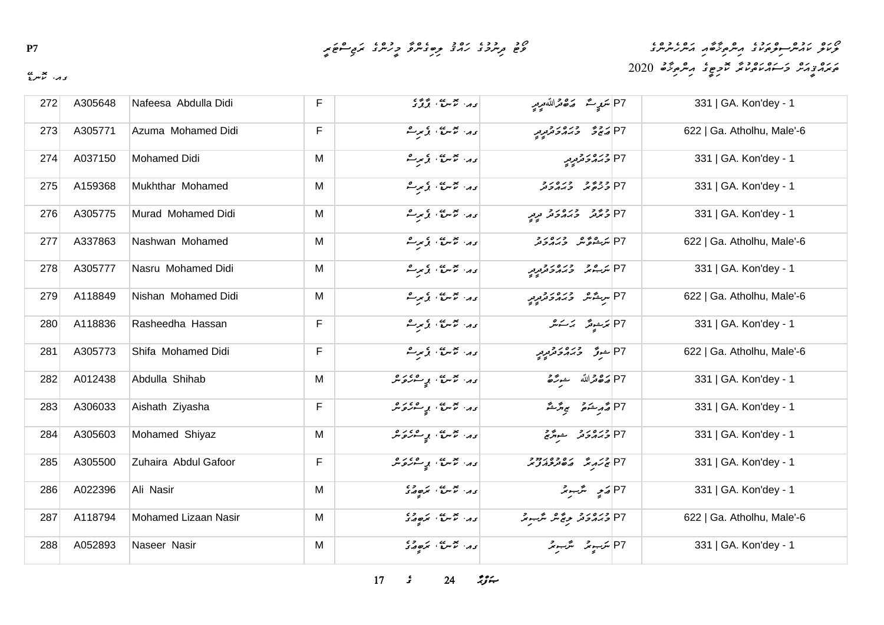| 272 | A305648 | Nafeesa Abdulla Didi | F | ގއ. ކޮނޑޭ، ފޮފޯގެ | P7 ނަފީސާ އަބްދުﷲދީދީ | 331 \| GA. Kon'dey - 1 |
|---|---|---|---|---|---|---|
| 273 | A305771 | Azuma Mohamed Didi | F | ގއ. ކޮނޑޭ، ފްލަރސް | P7 އަޒުމާ މުހައްމަދުދީދީ | 622 \| Ga. Atholhu, Male'-6 |
| 274 | A037150 | Mohamed Didi | M | ގއ. ކޮނޑޭ، ފްލަރސް | P7 މުހައްމަދުދީދީ | 331 \| GA. Kon'dey - 1 |
| 275 | A159368 | Mukhthar Mohamed | M | ގއ. ކޮނޑޭ، ފްލަރސް | P7 މުޚުތާރު މުހައްމަދު | 331 \| GA. Kon'dey - 1 |
| 276 | A305775 | Murad Mohamed Didi | M | ގއ. ކޮނޑޭ، ފްލަރސް | P7 މުރާދު މުހައްމަދު ދީދީ | 331 \| GA. Kon'dey - 1 |
| 277 | A337863 | Nashwan Mohamed | M | ގއ. ކޮނޑޭ، ފްލަރސް | P7 ނަޝްވާން މުހައްމަދު | 622 \| Ga. Atholhu, Male'-6 |
| 278 | A305777 | Nasru Mohamed Didi | M | ގއ. ކޮނޑޭ، ފްލަރސް | P7 ނަސްރު މުހައްމަދުދީދީ | 331 \| GA. Kon'dey - 1 |
| 279 | A118849 | Nishan Mohamed Didi | M | ގއ. ކޮނޑޭ، ފްލަރސް | P7 ނިޝާން މުހައްމަދުދީދީ | 622 \| Ga. Atholhu, Male'-6 |
| 280 | A118836 | Rasheedha Hassan | F | ގއ. ކޮނޑޭ، ފްލަރސް | P7 ރަޝީދާ ހަސަން | 331 \| GA. Kon'dey - 1 |
| 281 | A305773 | Shifa Mohamed Didi | F | ގއ. ކޮނޑޭ، ފްލަރސް | P7 ޝިފާ މުހައްމަދުދީދީ | 622 \| Ga. Atholhu, Male'-6 |
| 282 | A012438 | Abdulla Shihab | M | ގއ. ކޮނޑޭ، ފިނިފެންމާގެ | P7 އަބްދުﷲ ޝިހާބު | 331 \| GA. Kon'dey - 1 |
| 283 | A306033 | Aishath Ziyasha | F | ގއ. ކޮނޑޭ، ފިނިފެންމާގެ | P7 އާއިޝަތު ޒިޔާޝާ | 331 \| GA. Kon'dey - 1 |
| 284 | A305603 | Mohamed Shiyaz | M | ގއ. ކޮނޑޭ، ފިނިފެންމާގެ | P7 މުހައްމަދު ޝިޔާޒު | 331 \| GA. Kon'dey - 1 |
| 285 | A305500 | Zuhaira Abdul Gafoor | F | ގއ. ކޮނޑޭ، ފިނިފެންމާގެ | P7 ޒުހައިރާ އަބްދުލްޣަފޫރު | 331 \| GA. Kon'dey - 1 |
| 286 | A022396 | Ali Nasir | M | ގއ. ކޮނޑޭ، ރަބީއުގެ | P7 އަލި ނާސިރު | 331 \| GA. Kon'dey - 1 |
| 287 | A118794 | Mohamed Lizaan Nasir | M | ގއ. ކޮނޑޭ، ރަބީއުގެ | P7 މުހައްމަދު ލިޒާން ނާސިރު | 622 \| Ga. Atholhu, Male'-6 |
| 288 | A052893 | Naseer Nasir | M | ގއ. ކޮނޑޭ، ރަބީއުގެ | P7 ނަސީރު ނާސިރު | 331 \| GA. Kon'dey - 1 |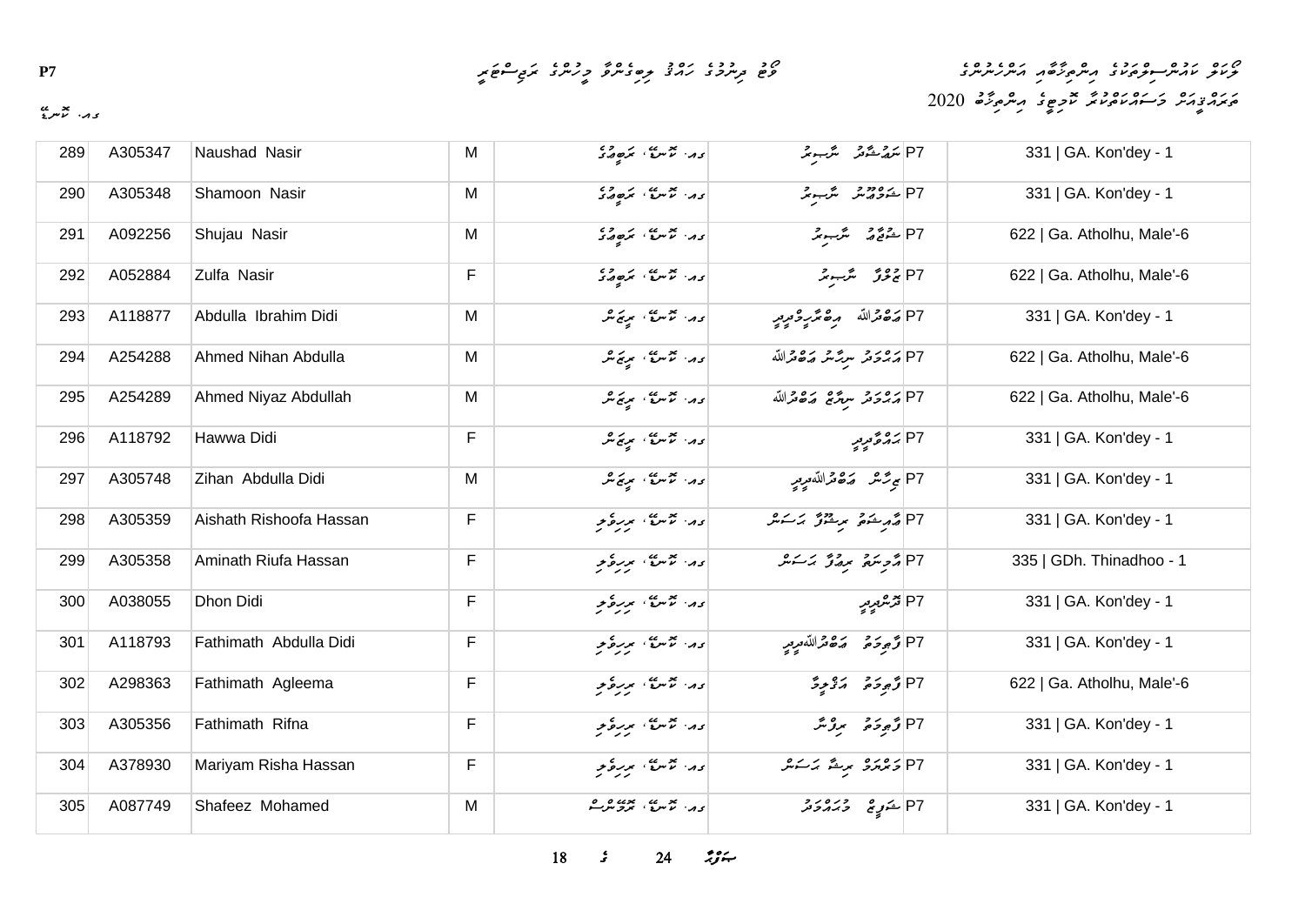| 289 | A305347 | Naushad Nasir | M | ގއ. ކޮނޑޭ، ރަޙްމާގެ | ނައުޝާދު ނާޞިރު P7 | 331 \| GA. Kon'dey - 1 |
|---|---|---|---|---|---|---|
| 290 | A305348 | Shamoon Nasir | M | ގއ. ކޮނޑޭ، ރަޙްމާގެ | ޝަމޫނު ނާޞިރު P7 | 331 \| GA. Kon'dey - 1 |
| 291 | A092256 | Shujau Nasir | M | ގއ. ކޮނޑޭ، ރަޙްމާގެ | ޝުޖާޢު ނާޞިރު P7 | 622 \| Ga. Atholhu, Male'-6 |
| 292 | A052884 | Zulfa Nasir | F | ގއ. ކޮނޑޭ، ރަޙްމާގެ | ޒުލްފާ ނާޞިރު P7 | 622 \| Ga. Atholhu, Male'-6 |
| 293 | A118877 | Abdulla Ibrahim Didi | M | ގއ. ކޮނޑޭ، ރިޔާޒް | އަބްދުﷲ އިބްރާހީމްދީދީ P7 | 331 \| GA. Kon'dey - 1 |
| 294 | A254288 | Ahmed Nihan Abdulla | M | ގއ. ކޮނޑޭ، ރިޔާޒް | އަޙްމަދު ނިހާން އަބްދުﷲ P7 | 622 \| Ga. Atholhu, Male'-6 |
| 295 | A254289 | Ahmed Niyaz Abdullah | M | ގއ. ކޮނޑޭ، ރިޔާޒް | އަޙްމަދު ނިޔާޒު އަބްދުﷲ P7 | 622 \| Ga. Atholhu, Male'-6 |
| 296 | A118792 | Hawwa Didi | F | ގއ. ކޮނޑޭ، ރިޔާޒް | ޙައްވާދީދީ P7 | 331 \| GA. Kon'dey - 1 |
| 297 | A305748 | Zihan Abdulla Didi | M | ގއ. ކޮނޑޭ، ރިޔާޒް | ޒިހާން އަބްދުﷲދީދީ P7 | 331 \| GA. Kon'dey - 1 |
| 298 | A305359 | Aishath Rishoofa Hassan | F | ގއ. ކޮނޑޭ، ރިރިވެލި | އާއިޝަތު ރިޝޫފާ ޙަސަން P7 | 331 \| GA. Kon'dey - 1 |
| 299 | A305358 | Aminath Riufa Hassan | F | ގއ. ކޮނޑޭ، ރިރިވެލި | އާމިނަތު ރިއުފާ ޙަސަން P7 | 335 \| GDh. Thinadhoo - 1 |
| 300 | A038055 | Dhon Didi | F | ގއ. ކޮނޑޭ، ރިރިވެލި | ދޮންދީދީ P7 | 331 \| GA. Kon'dey - 1 |
| 301 | A118793 | Fathimath Abdulla Didi | F | ގއ. ކޮނޑޭ، ރިރިވެލި | ފާތިމަތު އަބްދުﷲދީދީ P7 | 331 \| GA. Kon'dey - 1 |
| 302 | A298363 | Fathimath Agleema | F | ގއ. ކޮނޑޭ، ރިރިވެލި | ފާތިމަތު އަގްލީމާ P7 | 622 \| Ga. Atholhu, Male'-6 |
| 303 | A305356 | Fathimath Rifna | F | ގއ. ކޮނޑޭ، ރިރިވެލި | ފާތިމަތު ރިފްނާ P7 | 331 \| GA. Kon'dey - 1 |
| 304 | A378930 | Mariyam Risha Hassan | F | ގއ. ކޮނޑޭ، ރިރިވެލި | މަރިޔަމް ރިޝާ ޙަސަން P7 | 331 \| GA. Kon'dey - 1 |
| 305 | A087749 | Shafeez Mohamed | M | ގއ. ކޮނޑޭ، ރޯޒްނަސް | ޝަފީޒު މުޙައްމަދު P7 | 331 \| GA. Kon'dey - 1 |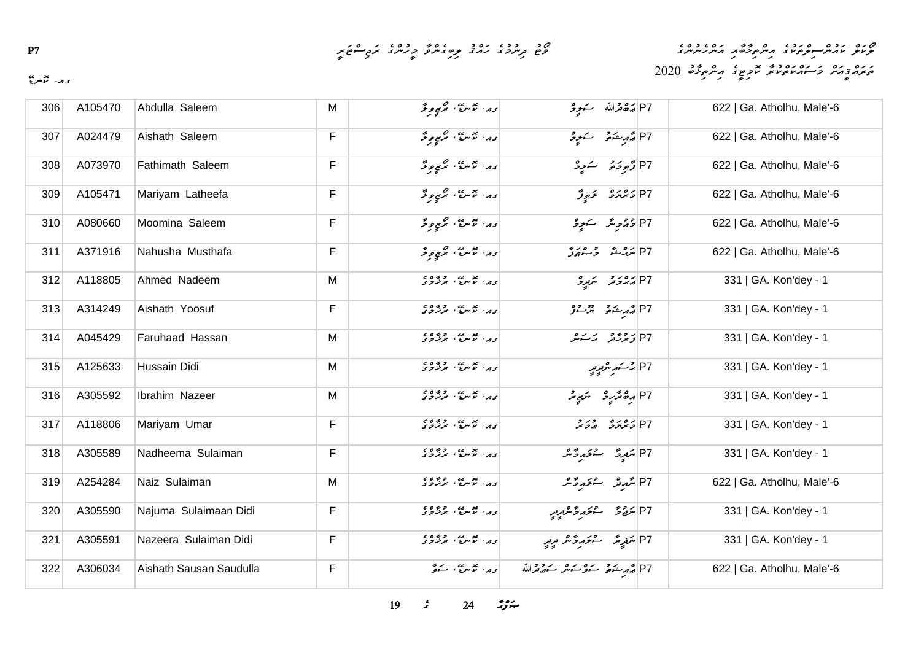| 306 | A105470 | Abdulla Saleem | M | ގއ. ކޮނޑޭ، ރޯޒީވިލާ | P7 ޢަބްދުاللّٰه ސަލީމް | 622 \| Ga. Atholhu, Male'-6 |
|---|---|---|---|---|---|---|
| 307 | A024479 | Aishath Saleem | F | ގއ. ކޮނޑޭ، ރޯޒީވިލާ | P7 އާއިޝަތު ސަލީމް | 622 \| Ga. Atholhu, Male'-6 |
| 308 | A073970 | Fathimath Saleem | F | ގއ. ކޮނޑޭ، ރޯޒީވިލާ | P7 ފާތިމަތު ސަލީމް | 622 \| Ga. Atholhu, Male'-6 |
| 309 | A105471 | Mariyam Latheefa | F | ގއ. ކޮނޑޭ، ރޯޒީވިލާ | P7 މަރިޔަމް ލަތީފާ | 622 \| Ga. Atholhu, Male'-6 |
| 310 | A080660 | Moomina Saleem | F | ގއ. ކޮނޑޭ، ރޯޒީވިލާ | P7 މޫމިނާ ސަލީމް | 622 \| Ga. Atholhu, Male'-6 |
| 311 | A371916 | Nahusha Musthafa | F | ގއ. ކޮނޑޭ، ރޯޒީވިލާ | P7 ނަހުޝާ މުސްތަފާ | 622 \| Ga. Atholhu, Male'-6 |
| 312 | A118805 | Ahmed Nadeem | M | ގއ. ކޮނޑޭ، ރަހުމާގެ | P7 އަހްމަދު ނަދީމް | 331 \| GA. Kon'dey - 1 |
| 313 | A314249 | Aishath Yoosuf | F | ގއ. ކޮނޑޭ، ރަހުމާގެ | P7 އާއިޝަތު ޔޫސުފް | 331 \| GA. Kon'dey - 1 |
| 314 | A045429 | Faruhaad Hassan | M | ގއ. ކޮނޑޭ، ރަހުމާގެ | P7 ފަރުހާދު ހަސަން | 331 \| GA. Kon'dey - 1 |
| 315 | A125633 | Hussain Didi | M | ގއ. ކޮނޑޭ، ރަހުމާގެ | P7 ހުސައިންދީދީ | 331 \| GA. Kon'dey - 1 |
| 316 | A305592 | Ibrahim Nazeer | M | ގއ. ކޮނޑޭ، ރަހުމާގެ | P7 އިބްރާހީމް ނަޒީރު | 331 \| GA. Kon'dey - 1 |
| 317 | A118806 | Mariyam Umar | F | ގއ. ކޮނޑޭ، ރަހުމާގެ | P7 މަރިޔަމް އުމަރު | 331 \| GA. Kon'dey - 1 |
| 318 | A305589 | Nadheema Sulaiman | F | ގއ. ކޮނޑޭ، ރަހުމާގެ | P7 ނަދީމާ ސުލައިމާން | 331 \| GA. Kon'dey - 1 |
| 319 | A254284 | Naiz Sulaiman | M | ގއ. ކޮނޑޭ، ރަހުމާގެ | P7 ނާއިޒު ސުލައިމާން | 622 \| Ga. Atholhu, Male'-6 |
| 320 | A305590 | Najuma Sulaimaan Didi | F | ގއ. ކޮނޑޭ، ރަހުމާގެ | P7 ނަޖުމާ ސުލައިމާންދީދީ | 331 \| GA. Kon'dey - 1 |
| 321 | A305591 | Nazeera Sulaiman Didi | F | ގއ. ކޮނޑޭ، ރަހުމާގެ | P7 ނަޒީރާ ސުލައިމާން ދީދީ | 331 \| GA. Kon'dey - 1 |
| 322 | A306034 | Aishath Sausan Saudulla | F | ގއ. ކޮނޑޭ، ސަވާ | P7 އާއިޝަތު ސައުސަން ސައުދުاللّٰه | 622 \| Ga. Atholhu, Male'-6 |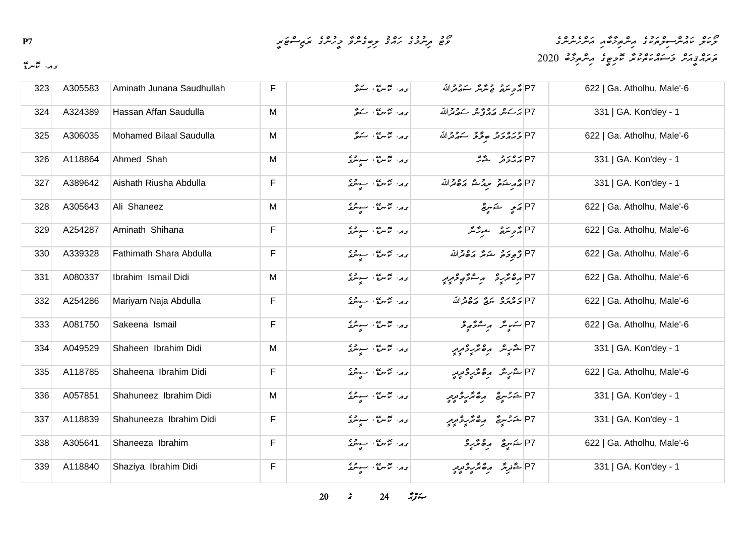| 323 | A305583 | Aminath Junana Saudhullah | F | ގއ. ކޮނޑޫ، ސަވާ | P7 އާމިނަތު ޖުނާނާ ސަޢުދުﷲ | 622 \| Ga. Atholhu, Male'-6 |
|---|---|---|---|---|---|---|
| 324 | A324389 | Hassan Affan Saudulla | M | ގއ. ކޮނޑޫ، ސަވާ | P7 ހަސަން އައްފާން ސަޢުދުﷲ | 331 \| GA. Kon'dey - 1 |
| 325 | A306035 | Mohamed Bilaal Saudulla | M | ގއ. ކޮނޑޫ، ސަވާ | P7 މުހައްމަދު ބިލާލް ސަޢުދުﷲ | 622 \| Ga. Atholhu, Male'-6 |
| 326 | A118864 | Ahmed Shah | M | ގއ. ކޮނޑޫ، ސިލްވަ | P7 އަހުމަދު ޝާހް | 331 \| GA. Kon'dey - 1 |
| 327 | A389642 | Aishath Riusha Abdulla | F | ގއ. ކޮނޑޫ، ސިލްވަ | P7 އާއިޝަތު ރިއުޝާ އަބްދުﷲ | 331 \| GA. Kon'dey - 1 |
| 328 | A305643 | Ali Shaneez | M | ގއ. ކޮނޑޫ، ސިލްވަ | P7 އަލި ޝަނީޒް | 622 \| Ga. Atholhu, Male'-6 |
| 329 | A254287 | Aminath Shihana | F | ގއ. ކޮނޑޫ، ސިލްވަ | P7 އާމިނަތު ޝިހާނާ | 622 \| Ga. Atholhu, Male'-6 |
| 330 | A339328 | Fathimath Shara Abdulla | F | ގއ. ކޮނޑޫ، ސިލްވަ | P7 ފާތިމަތު ޝަރާ އަބްދުﷲ | 622 \| Ga. Atholhu, Male'-6 |
| 331 | A080337 | Ibrahim Ismail Didi | M | ގއ. ކޮނޑޫ، ސިލްވަ | P7 އިބްރާހީމް އިސްމާއީލްދީދީ | 622 \| Ga. Atholhu, Male'-6 |
| 332 | A254286 | Mariyam Naja Abdulla | F | ގއ. ކޮނޑޫ، ސިލްވަ | P7 މަރިޔަމް ނަޖާ އަބްދުﷲ | 622 \| Ga. Atholhu, Male'-6 |
| 333 | A081750 | Sakeena Ismail | F | ގއ. ކޮނޑޫ، ސިލްވަ | P7 ސަކީނާ އިސްމާއީލް | 622 \| Ga. Atholhu, Male'-6 |
| 334 | A049529 | Shaheen Ibrahim Didi | M | ގއ. ކޮނޑޫ، ސިލްވަ | P7 ޝާހީން އިބްރާހީމްދީދީ | 331 \| GA. Kon'dey - 1 |
| 335 | A118785 | Shaheena Ibrahim Didi | F | ގއ. ކޮނޑޫ، ސިލްވަ | P7 ޝާހީނާ އިބްރާހީމްދީދީ | 622 \| Ga. Atholhu, Male'-6 |
| 336 | A057851 | Shahuneez Ibrahim Didi | M | ގއ. ކޮނޑޫ، ސިލްވަ | P7 ޝަހުނީޒް އިބްރާހީމްދީދީ | 331 \| GA. Kon'dey - 1 |
| 337 | A118839 | Shahuneeza Ibrahim Didi | F | ގއ. ކޮނޑޫ، ސިލްވަ | P7 ޝަހުނީޒާ އިބްރާހީމްދީދީ | 331 \| GA. Kon'dey - 1 |
| 338 | A305641 | Shaneeza Ibrahim | F | ގއ. ކޮނޑޫ، ސިލްވަ | P7 ޝަނީޒާ އިބްރާހީމް | 622 \| Ga. Atholhu, Male'-6 |
| 339 | A118840 | Shaziya Ibrahim Didi | F | ގއ. ކޮނޑޫ، ސިލްވަ | P7 ޝާޒިޔާ އިބްރާހީމްދީދީ | 331 \| GA. Kon'dey - 1 |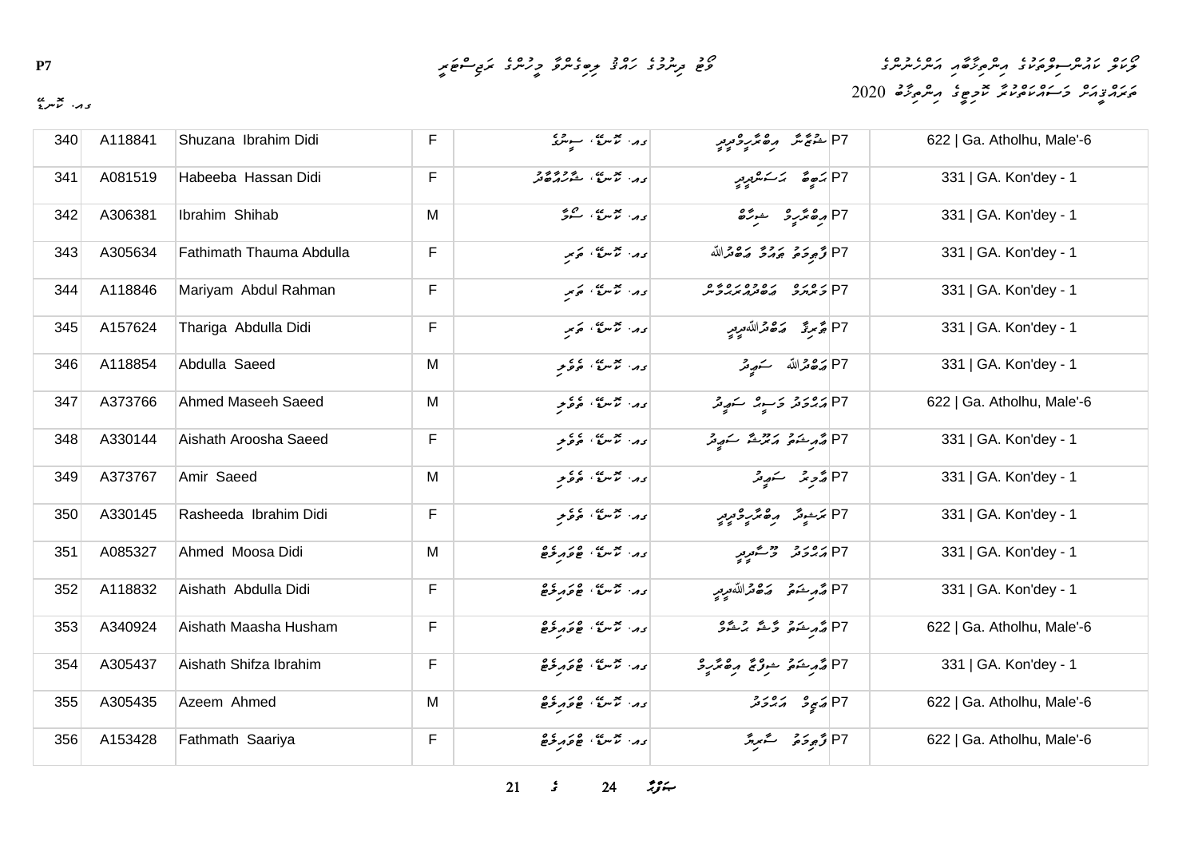| 340 | A118841 | Shuzana Ibrahim Didi | F | ގއ. ކޮނޑޭ، ސިލްކީ | ޝުޒާނާ އިބްރާހީމްދީދީ P7 | 622 \| Ga. Atholhu, Male'-6 |
|---|---|---|---|---|---|---|
| 341 | A081519 | Habeeba Hassan Didi | F | ގއ. ކޮނޑޭ، ޝާހުއްޞާލް | ޙަބީބާ ޙަސަންދީދީ P7 | 331 \| GA. Kon'dey - 1 |
| 342 | A306381 | Ibrahim Shihab | M | ގއ. ކޮނޑޭ، ޝާމާ | އިބްރާހީމް ޝިހާބް P7 | 331 \| GA. Kon'dey - 1 |
| 343 | A305634 | Fathimath Thauma Abdulla | F | ގއ. ކޮނޑޭ، ތަރި | ފާތިމަތު ތައުމާ އަބްދުﷲ P7 | 331 \| GA. Kon'dey - 1 |
| 344 | A118846 | Mariyam Abdul Rahman | F | ގއ. ކޮނޑޭ، ތަރި | މަރިޔަމް އަބްދުއްރަޙްމާން P7 | 331 \| GA. Kon'dey - 1 |
| 345 | A157624 | Thariga Abdulla Didi | F | ގއ. ކޮނޑޭ، ތަރި | ތާރިގާ އަބްދުﷲދީދީ P7 | 331 \| GA. Kon'dey - 1 |
| 346 | A118854 | Abdulla Saeed | M | ގއ. ކޮނޑޭ، ތޮޅުވި | އަބްދުﷲ ސައީދު P7 | 331 \| GA. Kon'dey - 1 |
| 347 | A373766 | Ahmed Maseeh Saeed | M | ގއ. ކޮނޑޭ، ތޮޅުވި | އަޙްމަދު މަސީޙް ސައީދު P7 | 622 \| Ga. Atholhu, Male'-6 |
| 348 | A330144 | Aishath Aroosha Saeed | F | ގއ. ކޮނޑޭ، ތޮޅުވި | އާއިޝަތު އަރޫޝާ ސައީދު P7 | 331 \| GA. Kon'dey - 1 |
| 349 | A373767 | Amir Saeed | M | ގއ. ކޮނޑޭ، ތޮޅުވި | އާމިރު ސައީދު P7 | 331 \| GA. Kon'dey - 1 |
| 350 | A330145 | Rasheeda Ibrahim Didi | F | ގއ. ކޮނޑޭ، ތޮޅުވި | ރަޝީދާ އިބްރާހީމްދީދީ P7 | 331 \| GA. Kon'dey - 1 |
| 351 | A085327 | Ahmed Moosa Didi | M | ގއ. ކޮނޑޭ، ޖަވާހިރުގެ | އަޙްމަދު މޫސާދީދީ P7 | 331 \| GA. Kon'dey - 1 |
| 352 | A118832 | Aishath Abdulla Didi | F | ގއ. ކޮނޑޭ، ޖަވާހިރުގެ | އާއިޝަތު އަބްދުﷲދީދީ P7 | 331 \| GA. Kon'dey - 1 |
| 353 | A340924 | Aishath Maasha Husham | F | ގއ. ކޮނޑޭ، ޖަވާހިރުގެ | އާއިޝަތު މާޝާ ހުޝާމް P7 | 622 \| Ga. Atholhu, Male'-6 |
| 354 | A305437 | Aishath Shifza Ibrahim | F | ގއ. ކޮނޑޭ، ޖަވާހިރުގެ | އާއިޝަތު ޝިފްޒާ އިބްރާހީމް P7 | 331 \| GA. Kon'dey - 1 |
| 355 | A305435 | Azeem Ahmed | M | ގއ. ކޮނޑޭ، ޖަވާހިރުގެ | އަޒީމް އަޙްމަދު P7 | 622 \| Ga. Atholhu, Male'-6 |
| 356 | A153428 | Fathmath Saariya | F | ގއ. ކޮނޑޭ، ޖަވާހިރުގެ | ފާތިމަތު ސާރިޔާ P7 | 622 \| Ga. Atholhu, Male'-6 |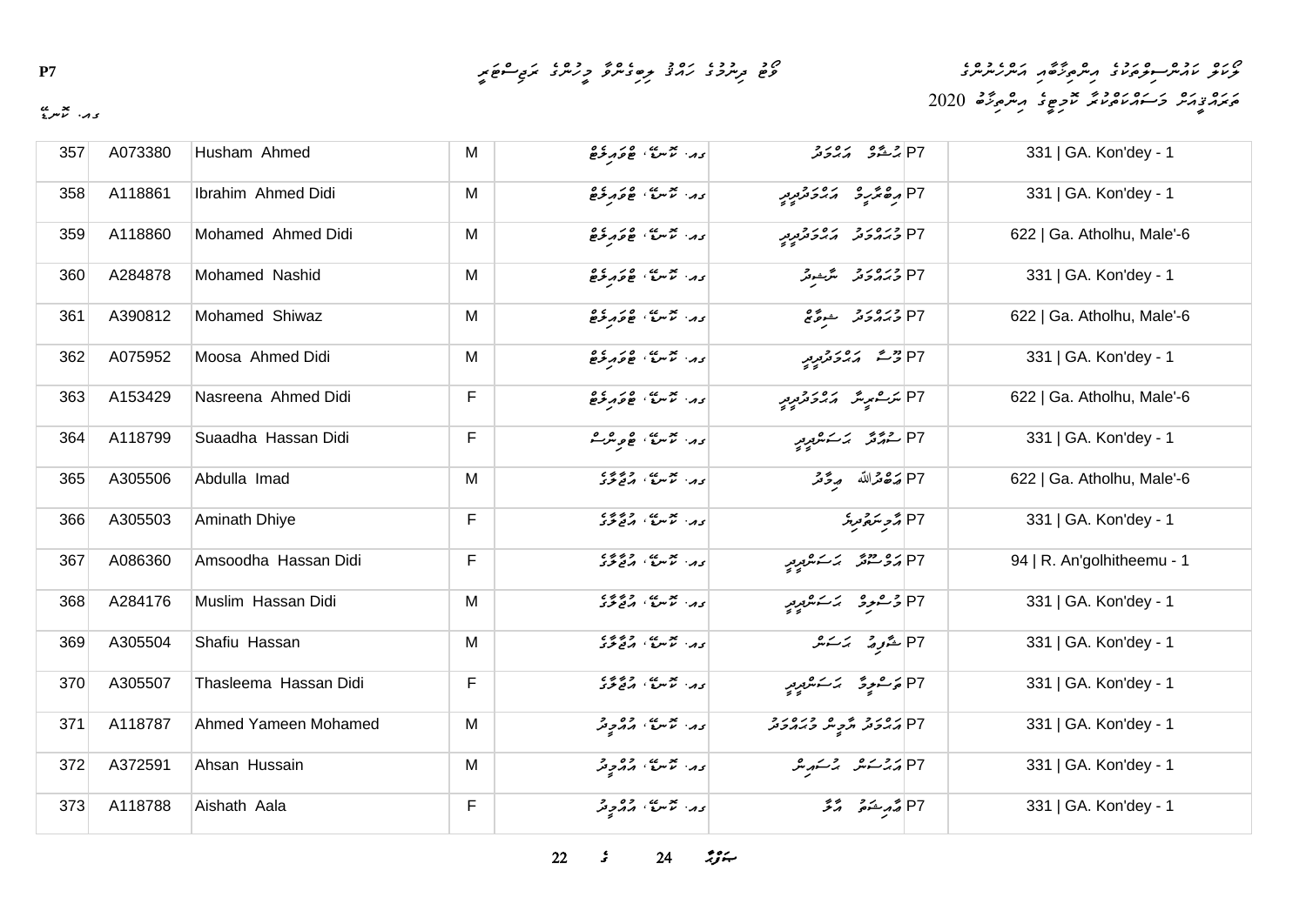| 357 | A073380 | Husham Ahmed | M | ގއ. ކޮނޑޭ، ބީޗަށިވެއް | P7 ހުޝާމް އަހުމަދު | 331 \| GA. Kon'dey - 1 |
|---|---|---|---|---|---|---|
| 358 | A118861 | Ibrahim Ahmed Didi | M | ގއ. ކޮނޑޭ، ބީޗަށިވެއް | P7 އިބްރާހީމް އަހުމަދުދީދީ | 331 \| GA. Kon'dey - 1 |
| 359 | A118860 | Mohamed Ahmed Didi | M | ގއ. ކޮނޑޭ، ބީޗަށިވެއް | P7 މުހައްމަދު އަހުމަދުދީދީ | 622 \| Ga. Atholhu, Male'-6 |
| 360 | A284878 | Mohamed Nashid | M | ގއ. ކޮނޑޭ، ބީޗަށިވެއް | P7 މުހައްމަދު ނާޝިދު | 331 \| GA. Kon'dey - 1 |
| 361 | A390812 | Mohamed Shiwaz | M | ގއ. ކޮނޑޭ، ބީޗަށިވެއް | P7 މުހައްމަދު ޝިވާޒް | 622 \| Ga. Atholhu, Male'-6 |
| 362 | A075952 | Moosa Ahmed Didi | M | ގއ. ކޮނޑޭ، ބީޗަށިވެއް | P7 މޫސާ އަހުމަދުދީދީ | 331 \| GA. Kon'dey - 1 |
| 363 | A153429 | Nasreena Ahmed Didi | F | ގއ. ކޮނޑޭ، ބީޗަށިވެއް | P7 ނަސްރީނާ އަހުމަދުދީދީ | 622 \| Ga. Atholhu, Male'-6 |
| 364 | A118799 | Suaadha Hassan Didi | F | ގއ. ކޮނޑޭ، ބީވިންސް | P7 ސުޢާދާ ހަސަންދީދީ | 331 \| GA. Kon'dey - 1 |
| 365 | A305506 | Abdulla Imad | M | ގއ. ކޮނޑޭ، އަޗްވޭ | P7 އަބްދުﷲ އިމާދު | 622 \| Ga. Atholhu, Male'-6 |
| 366 | A305503 | Aminath Dhiye | F | ގއ. ކޮނޑޭ، އަޗްވޭ | P7 އާމިނަތުދިޔެ | 331 \| GA. Kon'dey - 1 |
| 367 | A086360 | Amsoodha Hassan Didi | F | ގއ. ކޮނޑޭ، އަޗްވޭ | P7 އަމްސޫދާ ހަސަންދީދީ | 94 \| R. An'golhitheemu - 1 |
| 368 | A284176 | Muslim Hassan Didi | M | ގއ. ކޮނޑޭ، އަޗްވޭ | P7 މުސްލިމް ހަސަންދީދީ | 331 \| GA. Kon'dey - 1 |
| 369 | A305504 | Shafiu Hassan | M | ގއ. ކޮނޑޭ، އަޗްވޭ | P7 ޝާފިޢު ހަސަން | 331 \| GA. Kon'dey - 1 |
| 370 | A305507 | Thasleema Hassan Didi | F | ގއ. ކޮނޑޭ، އަޗްވޭ | P7 ތަސްލީމާ ހަސަންދީދީ | 331 \| GA. Kon'dey - 1 |
| 371 | A118787 | Ahmed Yameen Mohamed | M | ގއ. ކޮނޑޭ، އައްމިދު | P7 އަހުމަދު ޔާމީން މުހައްމަދު | 331 \| GA. Kon'dey - 1 |
| 372 | A372591 | Ahsan Hussain | M | ގއ. ކޮނޑޭ، އައްމިދު | P7 އަހުސަން ހުސައިން | 331 \| GA. Kon'dey - 1 |
| 373 | A118788 | Aishath Aala | F | ގއ. ކޮނޑޭ، އައްމިދު | P7 އާއިޝަތު އާލާ | 331 \| GA. Kon'dey - 1 |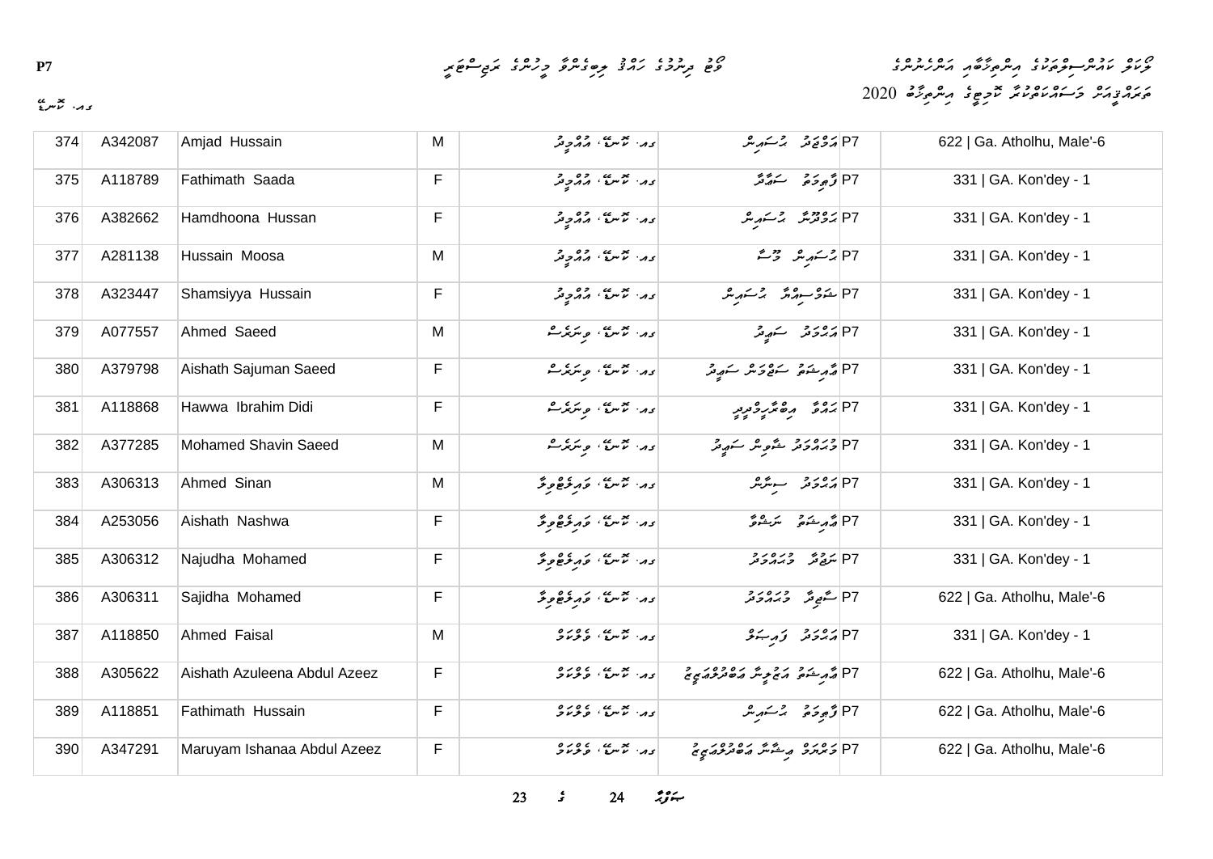| 374 | A342087 | Amjad Hussain | M | ގއ. ކޮނޑޫ، އުއްމީދު | އަމްޖަދު ހުސައިން P7 | 622 \| Ga. Atholhu, Male'-6 |
|---|---|---|---|---|---|---|
| 375 | A118789 | Fathimath Saada | F | ގއ. ކޮނޑޫ، އުއްމީދު | ފާތިމަތު ސަޢާދާ P7 | 331 \| GA. Kon'dey - 1 |
| 376 | A382662 | Hamdhoona Hussan | F | ގއ. ކޮނޑޫ، އުއްމީދު | ހަމްދޫނާ ހުސައިން P7 | 331 \| GA. Kon'dey - 1 |
| 377 | A281138 | Hussain Moosa | M | ގއ. ކޮނޑޫ، އުއްމީދު | ހުސައިން މޫސާ P7 | 331 \| GA. Kon'dey - 1 |
| 378 | A323447 | Shamsiyya Hussain | F | ގއ. ކޮނޑޫ، އުއްމީދު | ޝަމްސިއްޔާ ހުސައިން P7 | 331 \| GA. Kon'dey - 1 |
| 379 | A077557 | Ahmed Saeed | M | ގއ. ކޮނޑޫ، ވިނަރެސް | އަހުމަދު ސައީދު P7 | 331 \| GA. Kon'dey - 1 |
| 380 | A379798 | Aishath Sajuman Saeed | F | ގއ. ކޮނޑޫ، ވިނަރެސް | އާއިޝަތު ސަޖުމަން ސައީދު P7 | 331 \| GA. Kon'dey - 1 |
| 381 | A118868 | Hawwa Ibrahim Didi | F | ގއ. ކޮނޑޫ، ވިނަރެސް | ހައްވާ އިބްރާހިމްދީދީ P7 | 331 \| GA. Kon'dey - 1 |
| 382 | A377285 | Mohamed Shavin Saeed | M | ގއ. ކޮނޑޫ، ވިނަރެސް | މުހައްމަދު ޝާވިން ސައީދު P7 | 331 \| GA. Kon'dey - 1 |
| 383 | A306313 | Ahmed Sinan | M | ގއ. ކޮނޑޫ، ވައިލެޓްވިލާ | އަހުމަދު ސިނާން P7 | 331 \| GA. Kon'dey - 1 |
| 384 | A253056 | Aishath Nashwa | F | ގއ. ކޮނޑޫ، ވައިލެޓްވިލާ | އާއިޝަތު ނަޝްވާ P7 | 331 \| GA. Kon'dey - 1 |
| 385 | A306312 | Najudha Mohamed | F | ގއ. ކޮނޑޫ، ވައިލެޓްވިލާ | ނަޖޫދާ މުހައްމަދު P7 | 331 \| GA. Kon'dey - 1 |
| 386 | A306311 | Sajidha Mohamed | F | ގއ. ކޮނޑޫ، ވައިލެޓްވިލާ | ސާޖިދާ މުހައްމަދު P7 | 622 \| Ga. Atholhu, Male'-6 |
| 387 | A118850 | Ahmed Faisal | M | ގއ. ކޮނޑޫ، ވެލިގަމު | އަހުމަދު ފައިސަލް P7 | 331 \| GA. Kon'dey - 1 |
| 388 | A305622 | Aishath Azuleena Abdul Azeez | F | ގއ. ކޮނޑޫ، ވެލިގަމު | އާއިޝަތު އަޒުލީނާ އަބްދުލްއަޒީޒު P7 | 622 \| Ga. Atholhu, Male'-6 |
| 389 | A118851 | Fathimath Hussain | F | ގއ. ކޮނޑޫ، ވެލިގަމު | ފާތިމަތު ހުސައިން P7 | 622 \| Ga. Atholhu, Male'-6 |
| 390 | A347291 | Maruyam Ishanaa Abdul Azeez | F | ގއ. ކޮނޑޫ، ވެލިގަމު | މަރުޔަމް އިޝާނާ އަބްދުލްއަޒީޒު P7 | 622 \| Ga. Atholhu, Male'-6 |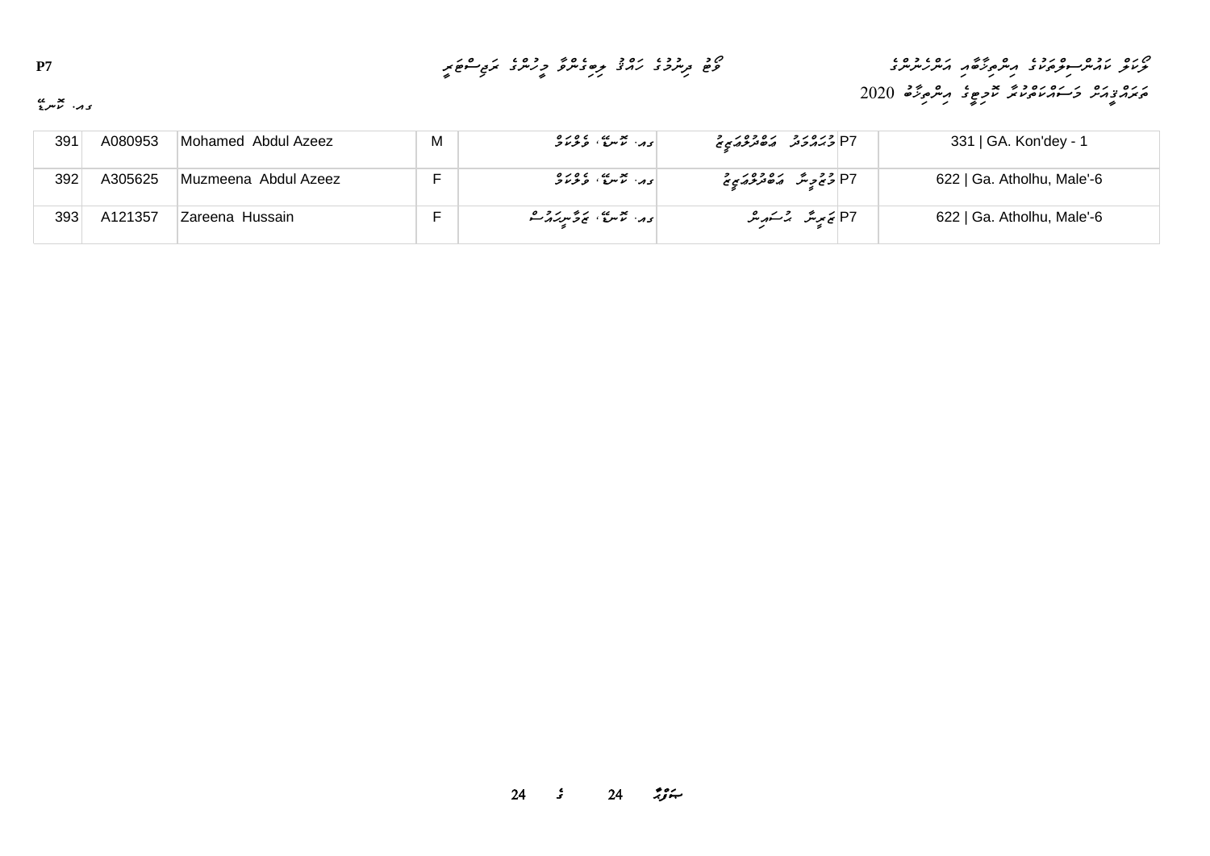| | | | | | | |
|---|---|---|---|---|---|---|
| 391 | A080953 | Mohamed Abdul Azeez | M | ގއ. ކޮނޑޭ، ވެލިގަސް | މުޙައްމަދު އަބްދުލްއަޒީޒު P7 | 331 \| GA. Kon'dey - 1 |
| 392 | A305625 | Muzmeena Abdul Azeez | F | ގއ. ކޮނޑޭ، ވެލިގަސް | މުޒްމީނާ އަބްދުލްއަޒީޒު P7 | 622 \| Ga. Atholhu, Male'-6 |
| 393 | A121357 | Zareena Hussain | F | ގއ. ކޮނޑޭ، ޒަވާނީހައުސް | ޒަރީނާ ހުސައިން P7 | 622 \| Ga. Atholhu, Male'-6 |